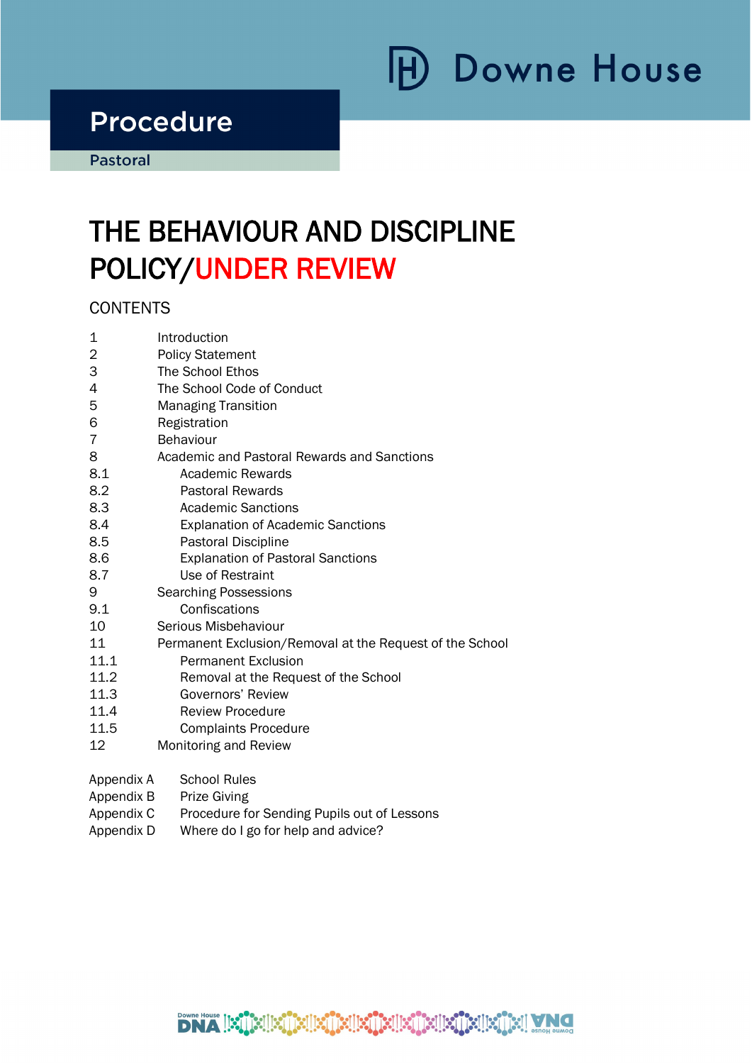Downne House

Procedure

Pastoral

# THE BEHAVIOUR AND DISCIPLINE POLICY/UNDER REVIEW

## CONTENTS

| | |
|---|---|
| 1 | Introduction |
| 2 | Policy Statement |
| 3 | The School Ethos |
| 4 | The School Code of Conduct |
| 5 | Managing Transition |
| 6 | Registration |
| 7 | Behaviour |
| 8 | Academic and Pastoral Rewards and Sanctions |
| 8.1 | Academic Rewards |
| 8.2 | Pastoral Rewards |
| 8.3 | Academic Sanctions |
| 8.4 | Explanation of Academic Sanctions |
| 8.5 | Pastoral Discipline |
| 8.6 | Explanation of Pastoral Sanctions |
| 8.7 | Use of Restraint |
| 9 | Searching Possessions |
| 9.1 | Confiscations |
| 10 | Serious Misbehaviour |
| 11 | Permanent Exclusion/Removal at the Request of the School |
| 11.1 | Permanent Exclusion |
| 11.2 | Removal at the Request of the School |
| 11.3 | Governors' Review |
| 11.4 | Review Procedure |
| 11.5 | Complaints Procedure |
| 12 | Monitoring and Review |

| | |
|---|---|
| Appendix A | School Rules |
| Appendix B | Prize Giving |
| Appendix C | Procedure for Sending Pupils out of Lessons |
| Appendix D | Where do I go for help and advice? |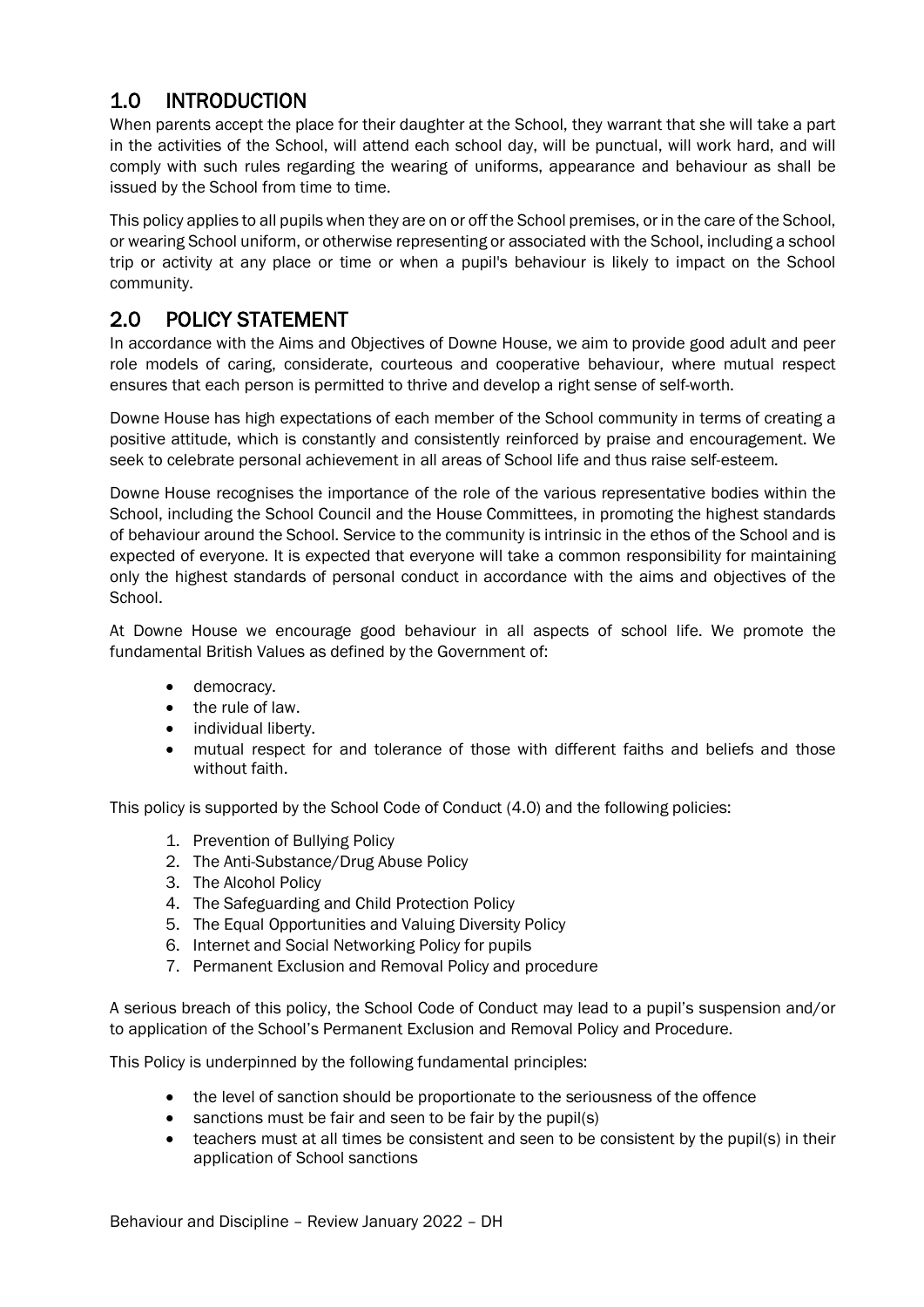## 1.0 INTRODUCTION

When parents accept the place for their daughter at the School, they warrant that she will take a part in the activities of the School, will attend each school day, will be punctual, will work hard, and will comply with such rules regarding the wearing of uniforms, appearance and behaviour as shall be issued by the School from time to time.

This policy applies to all pupils when they are on or off the School premises, or in the care of the School, or wearing School uniform, or otherwise representing or associated with the School, including a school trip or activity at any place or time or when a pupil's behaviour is likely to impact on the School community.

## 2.0 POLICY STATEMENT

In accordance with the Aims and Objectives of Downe House, we aim to provide good adult and peer role models of caring, considerate, courteous and cooperative behaviour, where mutual respect ensures that each person is permitted to thrive and develop a right sense of self-worth.

Downe House has high expectations of each member of the School community in terms of creating a positive attitude, which is constantly and consistently reinforced by praise and encouragement. We seek to celebrate personal achievement in all areas of School life and thus raise self-esteem.

Downe House recognises the importance of the role of the various representative bodies within the School, including the School Council and the House Committees, in promoting the highest standards of behaviour around the School. Service to the community is intrinsic in the ethos of the School and is expected of everyone. It is expected that everyone will take a common responsibility for maintaining only the highest standards of personal conduct in accordance with the aims and objectives of the School.

At Downe House we encourage good behaviour in all aspects of school life. We promote the fundamental British Values as defined by the Government of:

- democracy.
- the rule of law.
- individual liberty.
- mutual respect for and tolerance of those with different faiths and beliefs and those without faith.

This policy is supported by the School Code of Conduct (4.0) and the following policies:

1. Prevention of Bullying Policy
2. The Anti-Substance/Drug Abuse Policy
3. The Alcohol Policy
4. The Safeguarding and Child Protection Policy
5. The Equal Opportunities and Valuing Diversity Policy
6. Internet and Social Networking Policy for pupils
7. Permanent Exclusion and Removal Policy and procedure

A serious breach of this policy, the School Code of Conduct may lead to a pupil's suspension and/or to application of the School's Permanent Exclusion and Removal Policy and Procedure.

This Policy is underpinned by the following fundamental principles:

- the level of sanction should be proportionate to the seriousness of the offence
- sanctions must be fair and seen to be fair by the pupil(s)
- teachers must at all times be consistent and seen to be consistent by the pupil(s) in their application of School sanctions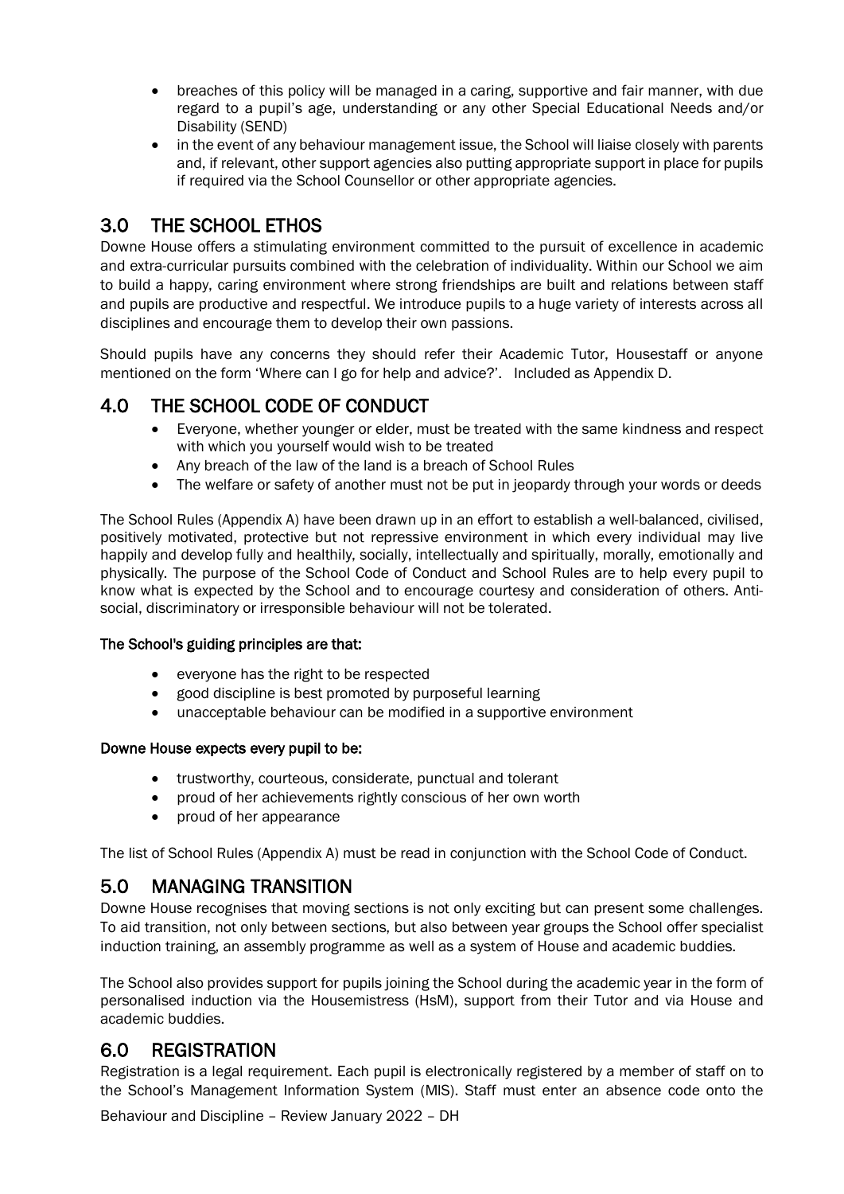- breaches of this policy will be managed in a caring, supportive and fair manner, with due regard to a pupil's age, understanding or any other Special Educational Needs and/or Disability (SEND)
- in the event of any behaviour management issue, the School will liaise closely with parents and, if relevant, other support agencies also putting appropriate support in place for pupils if required via the School Counsellor or other appropriate agencies.

## 3.0 THE SCHOOL ETHOS

Downe House offers a stimulating environment committed to the pursuit of excellence in academic and extra-curricular pursuits combined with the celebration of individuality. Within our School we aim to build a happy, caring environment where strong friendships are built and relations between staff and pupils are productive and respectful. We introduce pupils to a huge variety of interests across all disciplines and encourage them to develop their own passions.

Should pupils have any concerns they should refer their Academic Tutor, Housestaff or anyone mentioned on the form 'Where can I go for help and advice?'. Included as Appendix D.

## 4.0 THE SCHOOL CODE OF CONDUCT

- Everyone, whether younger or elder, must be treated with the same kindness and respect with which you yourself would wish to be treated
- Any breach of the law of the land is a breach of School Rules
- The welfare or safety of another must not be put in jeopardy through your words or deeds

The School Rules (Appendix A) have been drawn up in an effort to establish a well-balanced, civilised, positively motivated, protective but not repressive environment in which every individual may live happily and develop fully and healthily, socially, intellectually and spiritually, morally, emotionally and physically. The purpose of the School Code of Conduct and School Rules are to help every pupil to know what is expected by the School and to encourage courtesy and consideration of others. Anti-social, discriminatory or irresponsible behaviour will not be tolerated.

**The School's guiding principles are that:**

- everyone has the right to be respected
- good discipline is best promoted by purposeful learning
- unacceptable behaviour can be modified in a supportive environment

**Downe House expects every pupil to be:**

- trustworthy, courteous, considerate, punctual and tolerant
- proud of her achievements rightly conscious of her own worth
- proud of her appearance

The list of School Rules (Appendix A) must be read in conjunction with the School Code of Conduct.

## 5.0 MANAGING TRANSITION

Downe House recognises that moving sections is not only exciting but can present some challenges. To aid transition, not only between sections, but also between year groups the School offer specialist induction training, an assembly programme as well as a system of House and academic buddies.

The School also provides support for pupils joining the School during the academic year in the form of personalised induction via the Housemistress (HsM), support from their Tutor and via House and academic buddies.

## 6.0 REGISTRATION

Registration is a legal requirement. Each pupil is electronically registered by a member of staff on to the School's Management Information System (MIS). Staff must enter an absence code onto the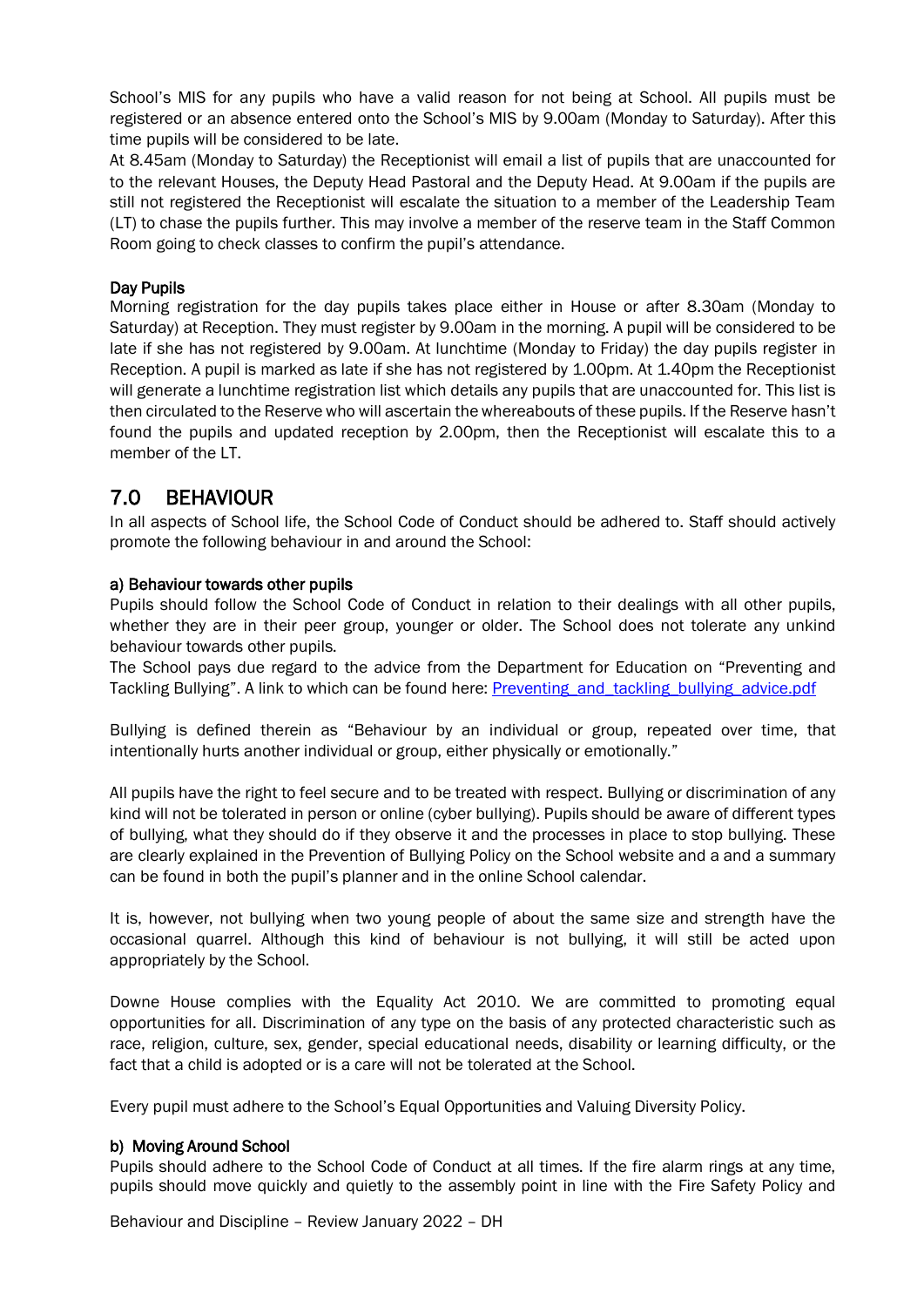School's MIS for any pupils who have a valid reason for not being at School. All pupils must be registered or an absence entered onto the School's MIS by 9.00am (Monday to Saturday). After this time pupils will be considered to be late.

At 8.45am (Monday to Saturday) the Receptionist will email a list of pupils that are unaccounted for to the relevant Houses, the Deputy Head Pastoral and the Deputy Head. At 9.00am if the pupils are still not registered the Receptionist will escalate the situation to a member of the Leadership Team (LT) to chase the pupils further. This may involve a member of the reserve team in the Staff Common Room going to check classes to confirm the pupil's attendance.

**Day Pupils**

Morning registration for the day pupils takes place either in House or after 8.30am (Monday to Saturday) at Reception. They must register by 9.00am in the morning. A pupil will be considered to be late if she has not registered by 9.00am. At lunchtime (Monday to Friday) the day pupils register in Reception. A pupil is marked as late if she has not registered by 1.00pm. At 1.40pm the Receptionist will generate a lunchtime registration list which details any pupils that are unaccounted for. This list is then circulated to the Reserve who will ascertain the whereabouts of these pupils. If the Reserve hasn't found the pupils and updated reception by 2.00pm, then the Receptionist will escalate this to a member of the LT.

## 7.0 BEHAVIOUR

In all aspects of School life, the School Code of Conduct should be adhered to. Staff should actively promote the following behaviour in and around the School:

**a) Behaviour towards other pupils**

Pupils should follow the School Code of Conduct in relation to their dealings with all other pupils, whether they are in their peer group, younger or older. The School does not tolerate any unkind behaviour towards other pupils.

The School pays due regard to the advice from the Department for Education on "Preventing and Tackling Bullying". A link to which can be found here: Preventing_and_tackling_bullying_advice.pdf

Bullying is defined therein as "Behaviour by an individual or group, repeated over time, that intentionally hurts another individual or group, either physically or emotionally."

All pupils have the right to feel secure and to be treated with respect. Bullying or discrimination of any kind will not be tolerated in person or online (cyber bullying). Pupils should be aware of different types of bullying, what they should do if they observe it and the processes in place to stop bullying. These are clearly explained in the Prevention of Bullying Policy on the School website and a and a summary can be found in both the pupil's planner and in the online School calendar.

It is, however, not bullying when two young people of about the same size and strength have the occasional quarrel. Although this kind of behaviour is not bullying, it will still be acted upon appropriately by the School.

Downe House complies with the Equality Act 2010. We are committed to promoting equal opportunities for all. Discrimination of any type on the basis of any protected characteristic such as race, religion, culture, sex, gender, special educational needs, disability or learning difficulty, or the fact that a child is adopted or is a care will not be tolerated at the School.

Every pupil must adhere to the School's Equal Opportunities and Valuing Diversity Policy.

**b) Moving Around School**

Pupils should adhere to the School Code of Conduct at all times. If the fire alarm rings at any time, pupils should move quickly and quietly to the assembly point in line with the Fire Safety Policy and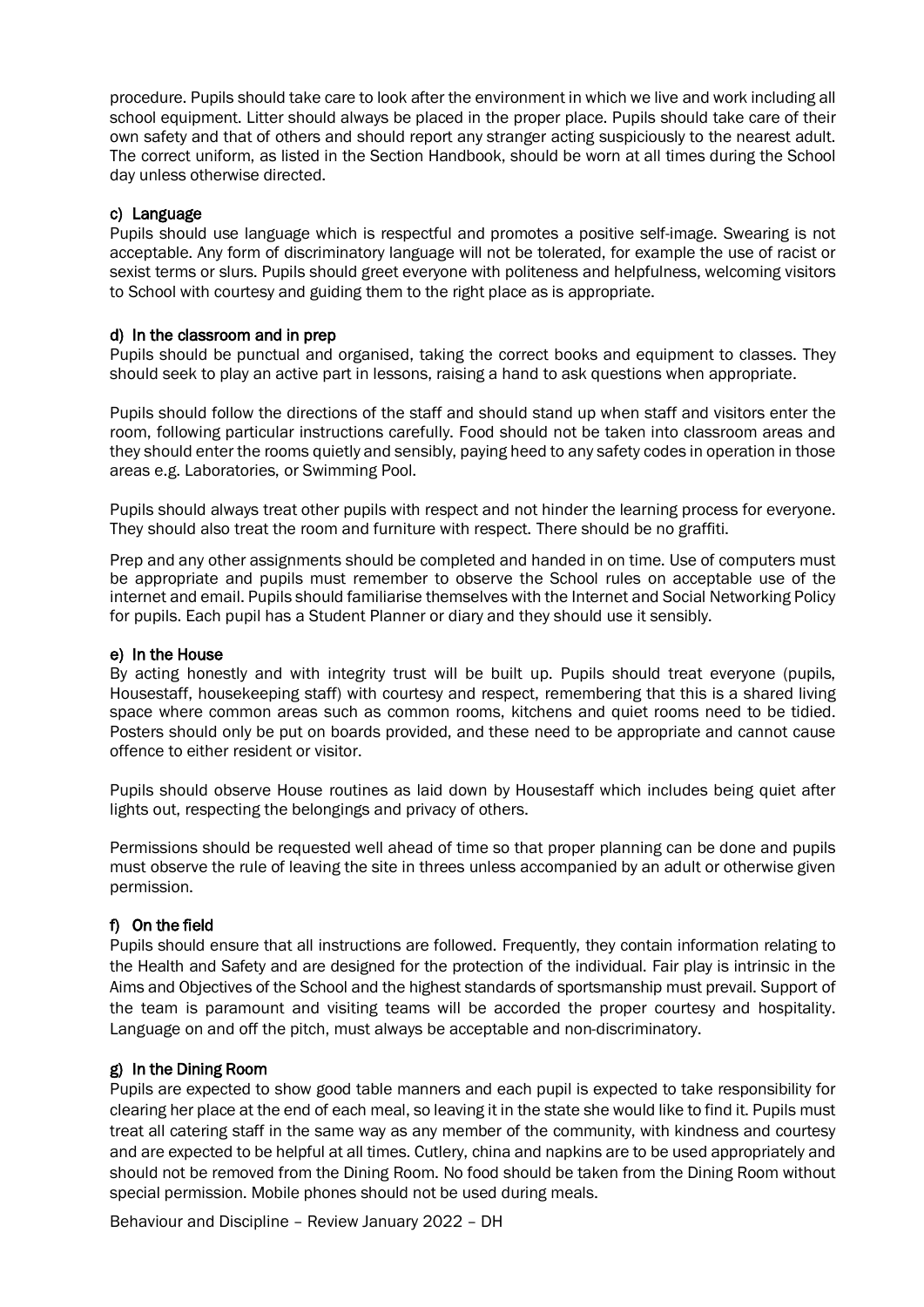procedure. Pupils should take care to look after the environment in which we live and work including all school equipment. Litter should always be placed in the proper place. Pupils should take care of their own safety and that of others and should report any stranger acting suspiciously to the nearest adult. The correct uniform, as listed in the Section Handbook, should be worn at all times during the School day unless otherwise directed.

#### c) Language

Pupils should use language which is respectful and promotes a positive self-image. Swearing is not acceptable. Any form of discriminatory language will not be tolerated, for example the use of racist or sexist terms or slurs. Pupils should greet everyone with politeness and helpfulness, welcoming visitors to School with courtesy and guiding them to the right place as is appropriate.

#### d) In the classroom and in prep

Pupils should be punctual and organised, taking the correct books and equipment to classes. They should seek to play an active part in lessons, raising a hand to ask questions when appropriate.

Pupils should follow the directions of the staff and should stand up when staff and visitors enter the room, following particular instructions carefully. Food should not be taken into classroom areas and they should enter the rooms quietly and sensibly, paying heed to any safety codes in operation in those areas e.g. Laboratories, or Swimming Pool.

Pupils should always treat other pupils with respect and not hinder the learning process for everyone. They should also treat the room and furniture with respect. There should be no graffiti.

Prep and any other assignments should be completed and handed in on time. Use of computers must be appropriate and pupils must remember to observe the School rules on acceptable use of the internet and email. Pupils should familiarise themselves with the Internet and Social Networking Policy for pupils. Each pupil has a Student Planner or diary and they should use it sensibly.

#### e) In the House

By acting honestly and with integrity trust will be built up. Pupils should treat everyone (pupils, Housestaff, housekeeping staff) with courtesy and respect, remembering that this is a shared living space where common areas such as common rooms, kitchens and quiet rooms need to be tidied. Posters should only be put on boards provided, and these need to be appropriate and cannot cause offence to either resident or visitor.

Pupils should observe House routines as laid down by Housestaff which includes being quiet after lights out, respecting the belongings and privacy of others.

Permissions should be requested well ahead of time so that proper planning can be done and pupils must observe the rule of leaving the site in threes unless accompanied by an adult or otherwise given permission.

#### f) On the field

Pupils should ensure that all instructions are followed. Frequently, they contain information relating to the Health and Safety and are designed for the protection of the individual. Fair play is intrinsic in the Aims and Objectives of the School and the highest standards of sportsmanship must prevail. Support of the team is paramount and visiting teams will be accorded the proper courtesy and hospitality. Language on and off the pitch, must always be acceptable and non-discriminatory.

#### g) In the Dining Room

Pupils are expected to show good table manners and each pupil is expected to take responsibility for clearing her place at the end of each meal, so leaving it in the state she would like to find it. Pupils must treat all catering staff in the same way as any member of the community, with kindness and courtesy and are expected to be helpful at all times. Cutlery, china and napkins are to be used appropriately and should not be removed from the Dining Room. No food should be taken from the Dining Room without special permission. Mobile phones should not be used during meals.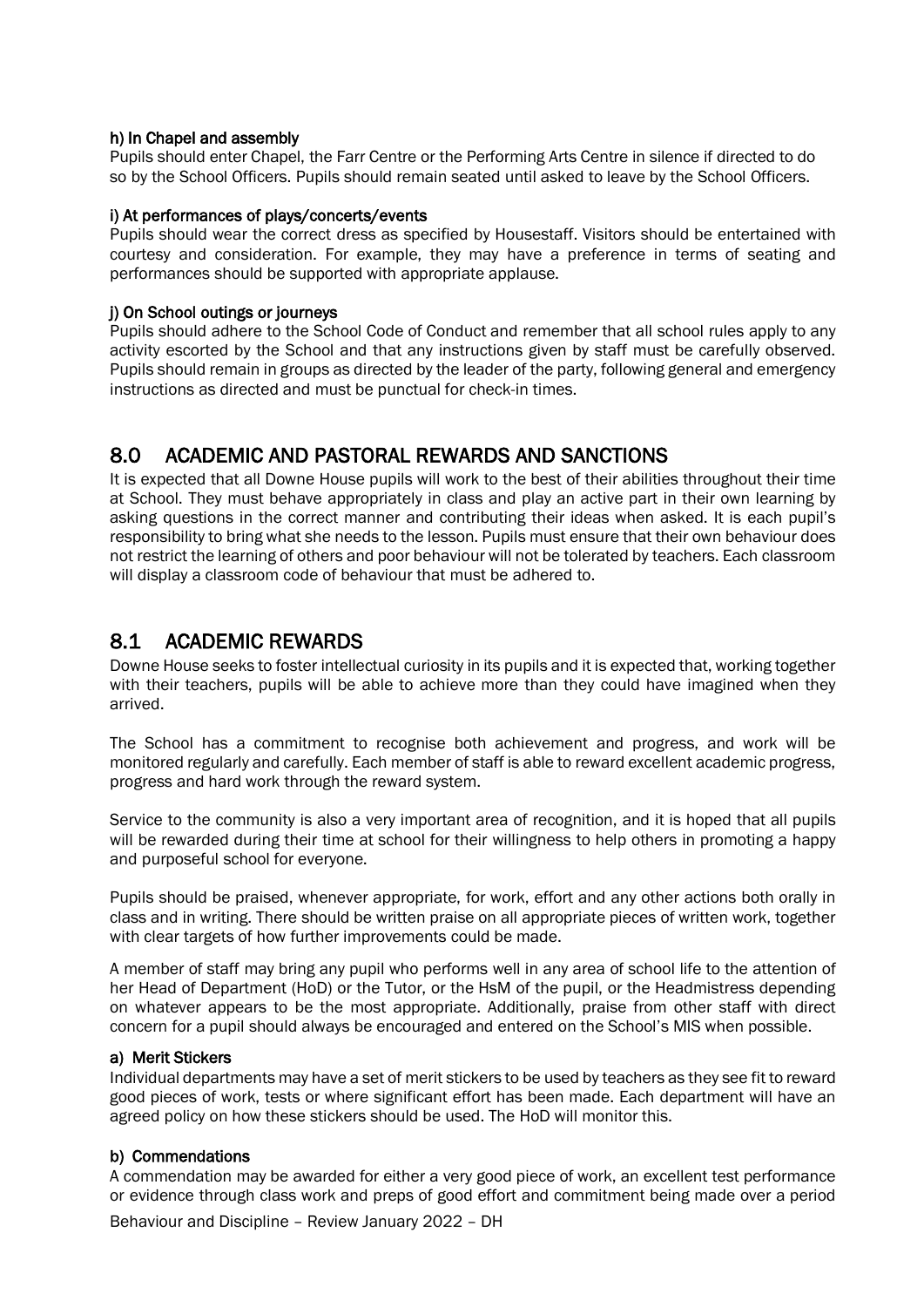#### h) In Chapel and assembly

Pupils should enter Chapel, the Farr Centre or the Performing Arts Centre in silence if directed to do so by the School Officers. Pupils should remain seated until asked to leave by the School Officers.

#### i) At performances of plays/concerts/events

Pupils should wear the correct dress as specified by Housestaff. Visitors should be entertained with courtesy and consideration. For example, they may have a preference in terms of seating and performances should be supported with appropriate applause.

#### j) On School outings or journeys

Pupils should adhere to the School Code of Conduct and remember that all school rules apply to any activity escorted by the School and that any instructions given by staff must be carefully observed. Pupils should remain in groups as directed by the leader of the party, following general and emergency instructions as directed and must be punctual for check-in times.

## 8.0 ACADEMIC AND PASTORAL REWARDS AND SANCTIONS

It is expected that all Downe House pupils will work to the best of their abilities throughout their time at School. They must behave appropriately in class and play an active part in their own learning by asking questions in the correct manner and contributing their ideas when asked. It is each pupil's responsibility to bring what she needs to the lesson. Pupils must ensure that their own behaviour does not restrict the learning of others and poor behaviour will not be tolerated by teachers. Each classroom will display a classroom code of behaviour that must be adhered to.

## 8.1 ACADEMIC REWARDS

Downe House seeks to foster intellectual curiosity in its pupils and it is expected that, working together with their teachers, pupils will be able to achieve more than they could have imagined when they arrived.

The School has a commitment to recognise both achievement and progress, and work will be monitored regularly and carefully. Each member of staff is able to reward excellent academic progress, progress and hard work through the reward system.

Service to the community is also a very important area of recognition, and it is hoped that all pupils will be rewarded during their time at school for their willingness to help others in promoting a happy and purposeful school for everyone.

Pupils should be praised, whenever appropriate, for work, effort and any other actions both orally in class and in writing. There should be written praise on all appropriate pieces of written work, together with clear targets of how further improvements could be made.

A member of staff may bring any pupil who performs well in any area of school life to the attention of her Head of Department (HoD) or the Tutor, or the HsM of the pupil, or the Headmistress depending on whatever appears to be the most appropriate. Additionally, praise from other staff with direct concern for a pupil should always be encouraged and entered on the School's MIS when possible.

#### a) Merit Stickers

Individual departments may have a set of merit stickers to be used by teachers as they see fit to reward good pieces of work, tests or where significant effort has been made. Each department will have an agreed policy on how these stickers should be used. The HoD will monitor this.

#### b) Commendations

A commendation may be awarded for either a very good piece of work, an excellent test performance or evidence through class work and preps of good effort and commitment being made over a period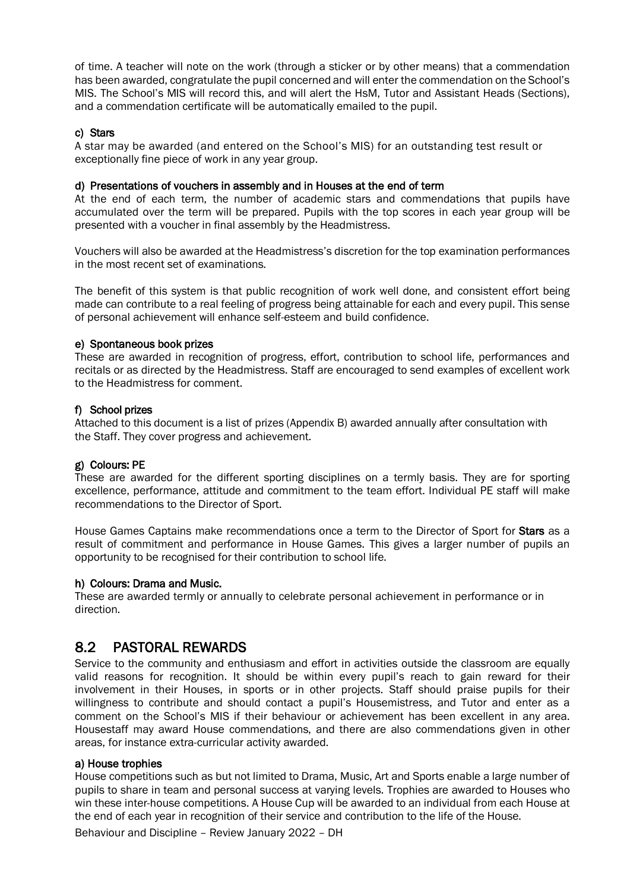of time. A teacher will note on the work (through a sticker or by other means) that a commendation has been awarded, congratulate the pupil concerned and will enter the commendation on the School's MIS. The School's MIS will record this, and will alert the HsM, Tutor and Assistant Heads (Sections), and a commendation certificate will be automatically emailed to the pupil.

#### c) Stars

A star may be awarded (and entered on the School's MIS) for an outstanding test result or exceptionally fine piece of work in any year group.

#### d) Presentations of vouchers in assembly and in Houses at the end of term

At the end of each term, the number of academic stars and commendations that pupils have accumulated over the term will be prepared. Pupils with the top scores in each year group will be presented with a voucher in final assembly by the Headmistress.

Vouchers will also be awarded at the Headmistress's discretion for the top examination performances in the most recent set of examinations.

The benefit of this system is that public recognition of work well done, and consistent effort being made can contribute to a real feeling of progress being attainable for each and every pupil. This sense of personal achievement will enhance self-esteem and build confidence.

#### e) Spontaneous book prizes

These are awarded in recognition of progress, effort, contribution to school life, performances and recitals or as directed by the Headmistress. Staff are encouraged to send examples of excellent work to the Headmistress for comment.

#### f) School prizes

Attached to this document is a list of prizes (Appendix B) awarded annually after consultation with the Staff. They cover progress and achievement.

#### g) Colours: PE

These are awarded for the different sporting disciplines on a termly basis. They are for sporting excellence, performance, attitude and commitment to the team effort. Individual PE staff will make recommendations to the Director of Sport.

House Games Captains make recommendations once a term to the Director of Sport for **Stars** as a result of commitment and performance in House Games. This gives a larger number of pupils an opportunity to be recognised for their contribution to school life.

#### h) Colours: Drama and Music.

These are awarded termly or annually to celebrate personal achievement in performance or in direction.

## 8.2 PASTORAL REWARDS

Service to the community and enthusiasm and effort in activities outside the classroom are equally valid reasons for recognition. It should be within every pupil's reach to gain reward for their involvement in their Houses, in sports or in other projects. Staff should praise pupils for their willingness to contribute and should contact a pupil's Housemistress, and Tutor and enter as a comment on the School's MIS if their behaviour or achievement has been excellent in any area. Housestaff may award House commendations, and there are also commendations given in other areas, for instance extra-curricular activity awarded.

#### a) House trophies

House competitions such as but not limited to Drama, Music, Art and Sports enable a large number of pupils to share in team and personal success at varying levels. Trophies are awarded to Houses who win these inter-house competitions. A House Cup will be awarded to an individual from each House at the end of each year in recognition of their service and contribution to the life of the House.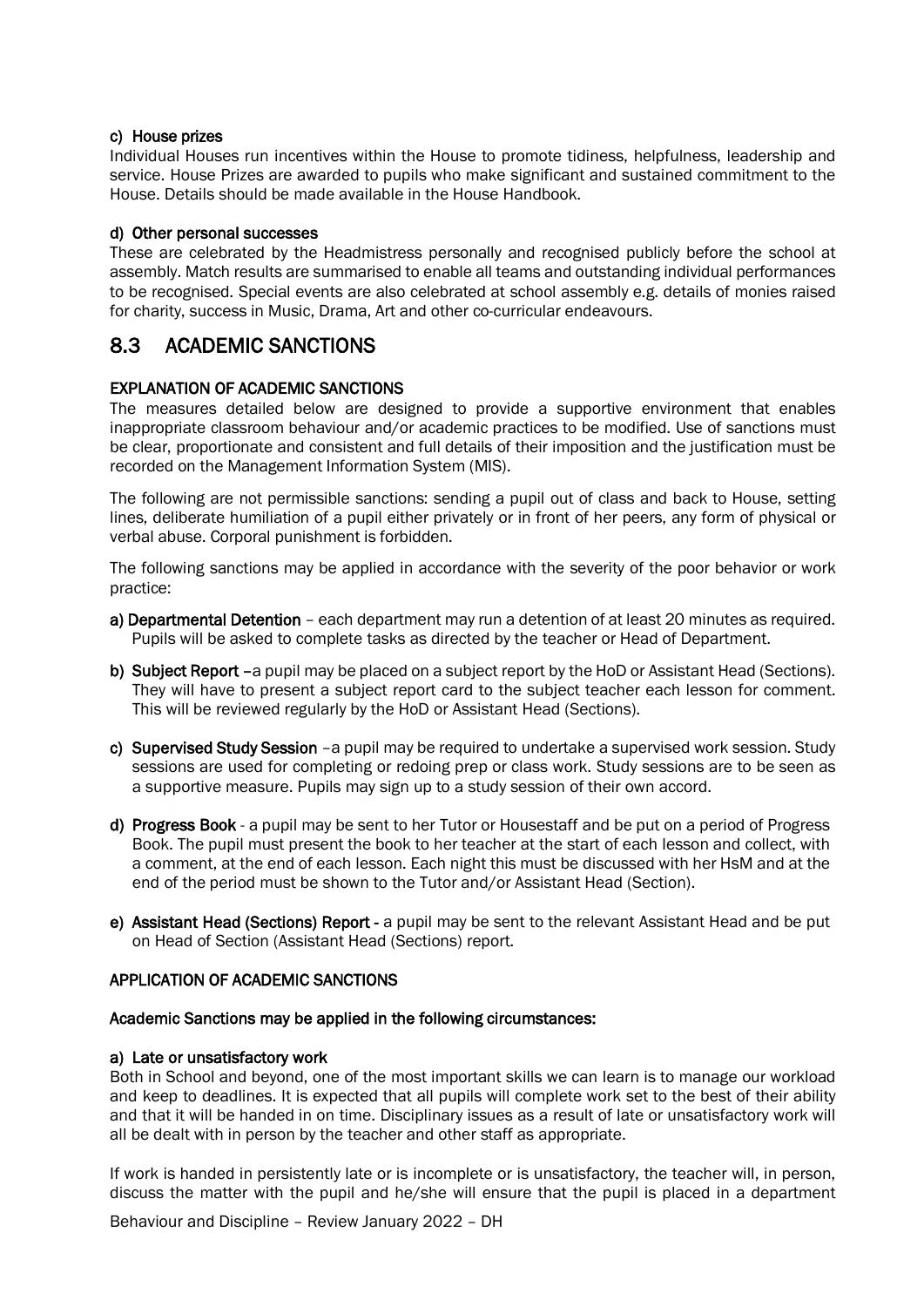#### c) House prizes

Individual Houses run incentives within the House to promote tidiness, helpfulness, leadership and service. House Prizes are awarded to pupils who make significant and sustained commitment to the House. Details should be made available in the House Handbook.

#### d) Other personal successes

These are celebrated by the Headmistress personally and recognised publicly before the school at assembly. Match results are summarised to enable all teams and outstanding individual performances to be recognised. Special events are also celebrated at school assembly e.g. details of monies raised for charity, success in Music, Drama, Art and other co-curricular endeavours.

## 8.3 ACADEMIC SANCTIONS

### EXPLANATION OF ACADEMIC SANCTIONS

The measures detailed below are designed to provide a supportive environment that enables inappropriate classroom behaviour and/or academic practices to be modified. Use of sanctions must be clear, proportionate and consistent and full details of their imposition and the justification must be recorded on the Management Information System (MIS).

The following are not permissible sanctions: sending a pupil out of class and back to House, setting lines, deliberate humiliation of a pupil either privately or in front of her peers, any form of physical or verbal abuse. Corporal punishment is forbidden.

The following sanctions may be applied in accordance with the severity of the poor behavior or work practice:

- **a) Departmental Detention** – each department may run a detention of at least 20 minutes as required. Pupils will be asked to complete tasks as directed by the teacher or Head of Department.
- **b) Subject Report** –a pupil may be placed on a subject report by the HoD or Assistant Head (Sections). They will have to present a subject report card to the subject teacher each lesson for comment. This will be reviewed regularly by the HoD or Assistant Head (Sections).
- **c) Supervised Study Session** –a pupil may be required to undertake a supervised work session. Study sessions are used for completing or redoing prep or class work. Study sessions are to be seen as a supportive measure. Pupils may sign up to a study session of their own accord.
- **d) Progress Book** - a pupil may be sent to her Tutor or Housestaff and be put on a period of Progress Book. The pupil must present the book to her teacher at the start of each lesson and collect, with a comment, at the end of each lesson. Each night this must be discussed with her HsM and at the end of the period must be shown to the Tutor and/or Assistant Head (Section).
- **e) Assistant Head (Sections) Report** - a pupil may be sent to the relevant Assistant Head and be put on Head of Section (Assistant Head (Sections) report.

### APPLICATION OF ACADEMIC SANCTIONS

**Academic Sanctions may be applied in the following circumstances:**

#### a) Late or unsatisfactory work

Both in School and beyond, one of the most important skills we can learn is to manage our workload and keep to deadlines. It is expected that all pupils will complete work set to the best of their ability and that it will be handed in on time. Disciplinary issues as a result of late or unsatisfactory work will all be dealt with in person by the teacher and other staff as appropriate.

If work is handed in persistently late or is incomplete or is unsatisfactory, the teacher will, in person, discuss the matter with the pupil and he/she will ensure that the pupil is placed in a department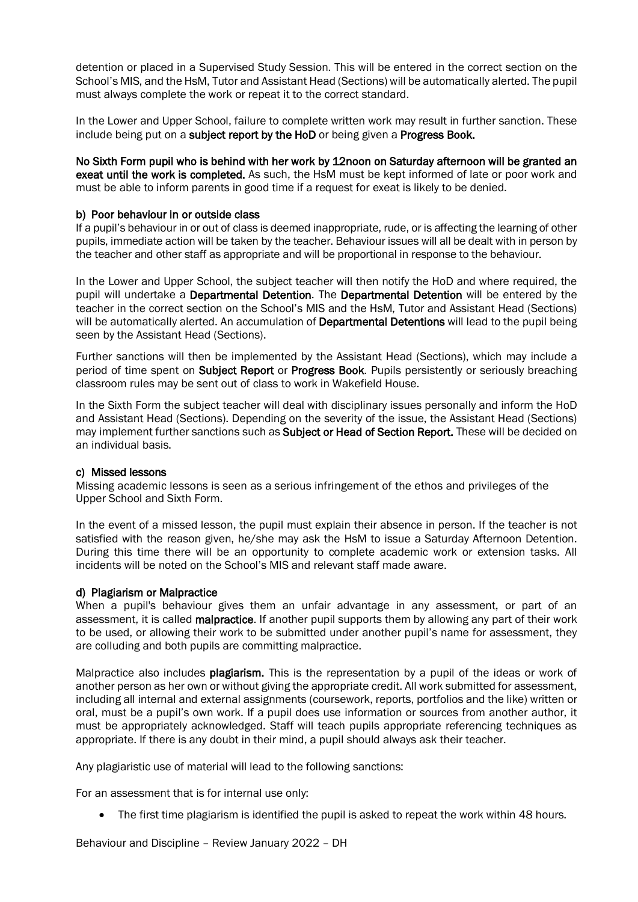detention or placed in a Supervised Study Session. This will be entered in the correct section on the School's MIS, and the HsM, Tutor and Assistant Head (Sections) will be automatically alerted. The pupil must always complete the work or repeat it to the correct standard.

In the Lower and Upper School, failure to complete written work may result in further sanction. These include being put on a **subject report by the HoD** or being given a **Progress Book.**

**No Sixth Form pupil who is behind with her work by 12noon on Saturday afternoon will be granted an exeat until the work is completed.** As such, the HsM must be kept informed of late or poor work and must be able to inform parents in good time if a request for exeat is likely to be denied.

#### b) Poor behaviour in or outside class

If a pupil's behaviour in or out of class is deemed inappropriate, rude, or is affecting the learning of other pupils, immediate action will be taken by the teacher. Behaviour issues will all be dealt with in person by the teacher and other staff as appropriate and will be proportional in response to the behaviour.

In the Lower and Upper School, the subject teacher will then notify the HoD and where required, the pupil will undertake a **Departmental Detention**. The **Departmental Detention** will be entered by the teacher in the correct section on the School's MIS and the HsM, Tutor and Assistant Head (Sections) will be automatically alerted. An accumulation of **Departmental Detentions** will lead to the pupil being seen by the Assistant Head (Sections).

Further sanctions will then be implemented by the Assistant Head (Sections), which may include a period of time spent on **Subject Report** or **Progress Book**. Pupils persistently or seriously breaching classroom rules may be sent out of class to work in Wakefield House.

In the Sixth Form the subject teacher will deal with disciplinary issues personally and inform the HoD and Assistant Head (Sections). Depending on the severity of the issue, the Assistant Head (Sections) may implement further sanctions such as **Subject or Head of Section Report.** These will be decided on an individual basis.

#### c) Missed lessons

Missing academic lessons is seen as a serious infringement of the ethos and privileges of the Upper School and Sixth Form.

In the event of a missed lesson, the pupil must explain their absence in person. If the teacher is not satisfied with the reason given, he/she may ask the HsM to issue a Saturday Afternoon Detention. During this time there will be an opportunity to complete academic work or extension tasks. All incidents will be noted on the School's MIS and relevant staff made aware.

#### d) Plagiarism or Malpractice

When a pupil's behaviour gives them an unfair advantage in any assessment, or part of an assessment, it is called **malpractice**. If another pupil supports them by allowing any part of their work to be used, or allowing their work to be submitted under another pupil's name for assessment, they are colluding and both pupils are committing malpractice.

Malpractice also includes **plagiarism.** This is the representation by a pupil of the ideas or work of another person as her own or without giving the appropriate credit. All work submitted for assessment, including all internal and external assignments (coursework, reports, portfolios and the like) written or oral, must be a pupil's own work. If a pupil does use information or sources from another author, it must be appropriately acknowledged. Staff will teach pupils appropriate referencing techniques as appropriate. If there is any doubt in their mind, a pupil should always ask their teacher.

Any plagiaristic use of material will lead to the following sanctions:

For an assessment that is for internal use only:

- The first time plagiarism is identified the pupil is asked to repeat the work within 48 hours.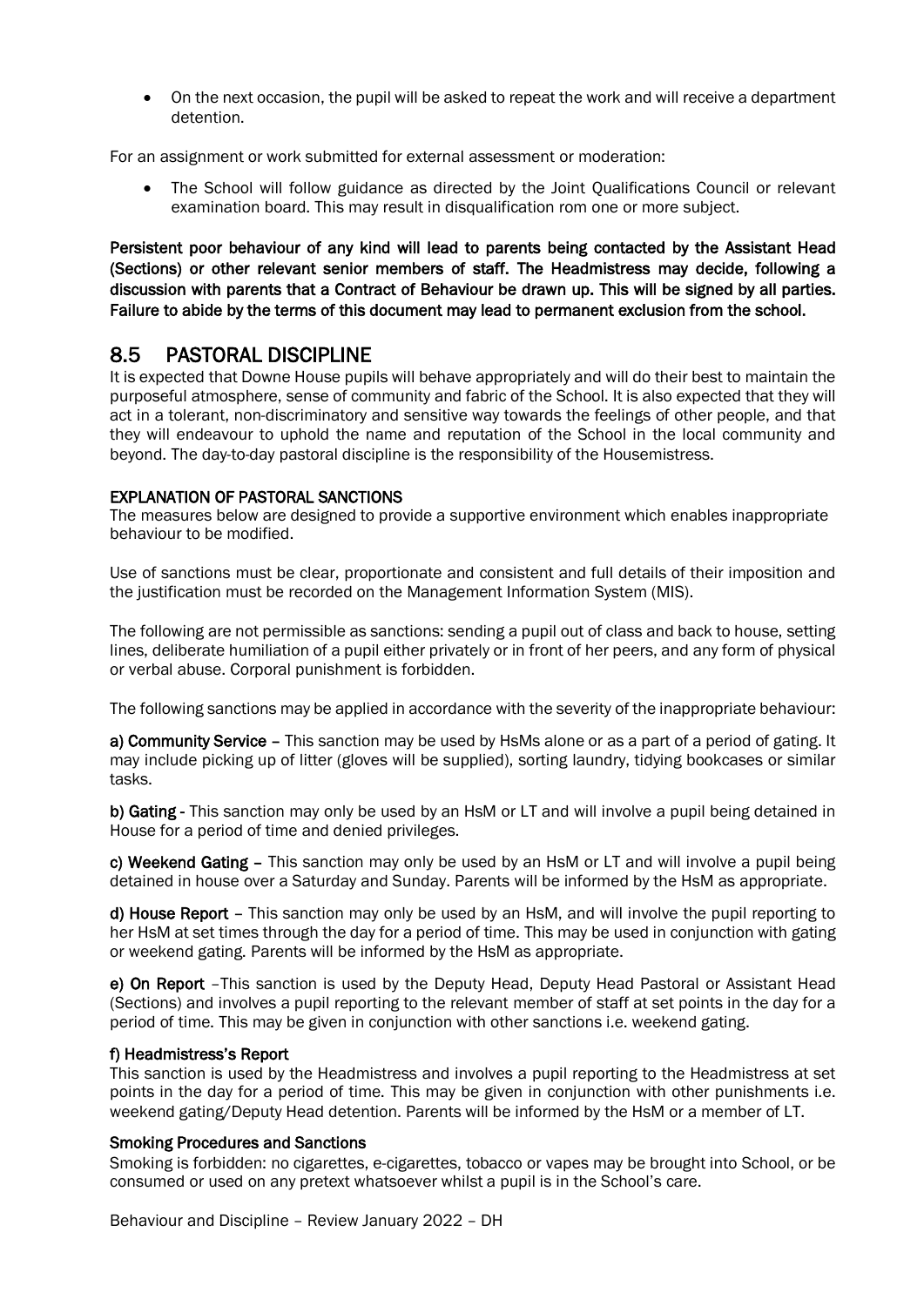- On the next occasion, the pupil will be asked to repeat the work and will receive a department detention.

For an assignment or work submitted for external assessment or moderation:

- The School will follow guidance as directed by the Joint Qualifications Council or relevant examination board. This may result in disqualification rom one or more subject.

**Persistent poor behaviour of any kind will lead to parents being contacted by the Assistant Head (Sections) or other relevant senior members of staff. The Headmistress may decide, following a discussion with parents that a Contract of Behaviour be drawn up. This will be signed by all parties. Failure to abide by the terms of this document may lead to permanent exclusion from the school.**

## 8.5 PASTORAL DISCIPLINE

It is expected that Downe House pupils will behave appropriately and will do their best to maintain the purposeful atmosphere, sense of community and fabric of the School. It is also expected that they will act in a tolerant, non-discriminatory and sensitive way towards the feelings of other people, and that they will endeavour to uphold the name and reputation of the School in the local community and beyond. The day-to-day pastoral discipline is the responsibility of the Housemistress.

**EXPLANATION OF PASTORAL SANCTIONS**

The measures below are designed to provide a supportive environment which enables inappropriate behaviour to be modified.

Use of sanctions must be clear, proportionate and consistent and full details of their imposition and the justification must be recorded on the Management Information System (MIS).

The following are not permissible as sanctions: sending a pupil out of class and back to house, setting lines, deliberate humiliation of a pupil either privately or in front of her peers, and any form of physical or verbal abuse. Corporal punishment is forbidden.

The following sanctions may be applied in accordance with the severity of the inappropriate behaviour:

**a) Community Service** – This sanction may be used by HsMs alone or as a part of a period of gating. It may include picking up of litter (gloves will be supplied), sorting laundry, tidying bookcases or similar tasks.

**b) Gating** - This sanction may only be used by an HsM or LT and will involve a pupil being detained in House for a period of time and denied privileges.

**c) Weekend Gating** – This sanction may only be used by an HsM or LT and will involve a pupil being detained in house over a Saturday and Sunday. Parents will be informed by the HsM as appropriate.

**d) House Report** – This sanction may only be used by an HsM, and will involve the pupil reporting to her HsM at set times through the day for a period of time. This may be used in conjunction with gating or weekend gating. Parents will be informed by the HsM as appropriate.

**e) On Report** –This sanction is used by the Deputy Head, Deputy Head Pastoral or Assistant Head (Sections) and involves a pupil reporting to the relevant member of staff at set points in the day for a period of time. This may be given in conjunction with other sanctions i.e. weekend gating.

**f) Headmistress's Report**

This sanction is used by the Headmistress and involves a pupil reporting to the Headmistress at set points in the day for a period of time. This may be given in conjunction with other punishments i.e. weekend gating/Deputy Head detention. Parents will be informed by the HsM or a member of LT.

**Smoking Procedures and Sanctions**

Smoking is forbidden: no cigarettes, e-cigarettes, tobacco or vapes may be brought into School, or be consumed or used on any pretext whatsoever whilst a pupil is in the School's care.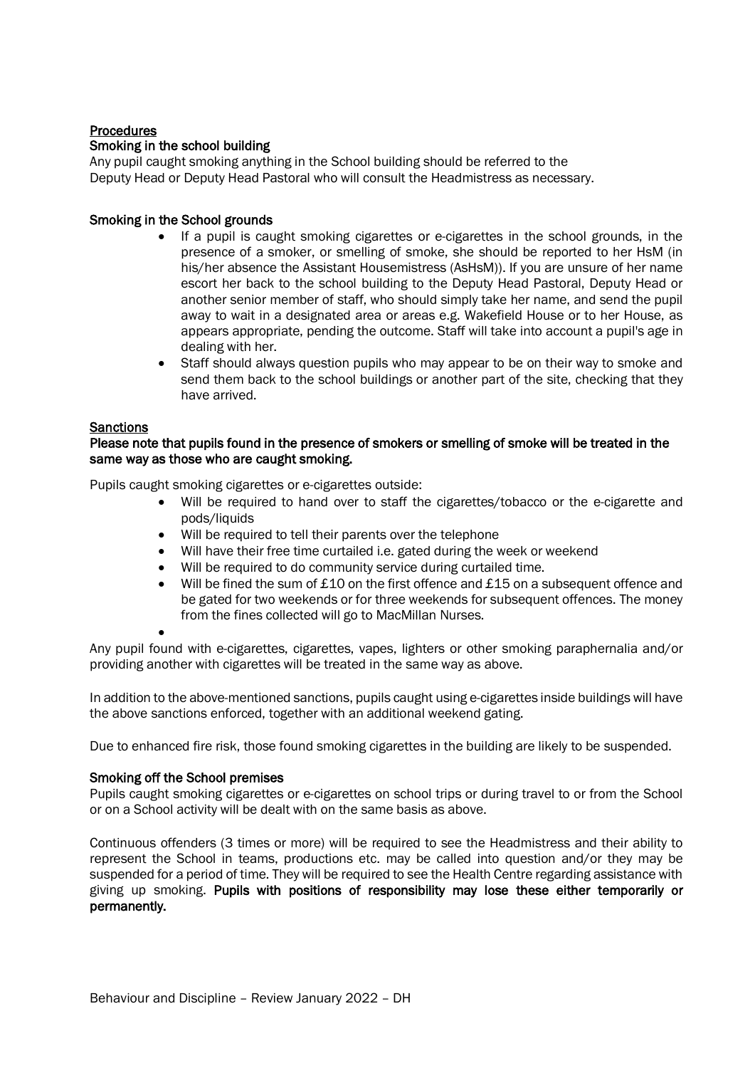## Procedures

### Smoking in the school building

Any pupil caught smoking anything in the School building should be referred to the Deputy Head or Deputy Head Pastoral who will consult the Headmistress as necessary.

### Smoking in the School grounds

- If a pupil is caught smoking cigarettes or e-cigarettes in the school grounds, in the presence of a smoker, or smelling of smoke, she should be reported to her HsM (in his/her absence the Assistant Housemistress (AsHsM)). If you are unsure of her name escort her back to the school building to the Deputy Head Pastoral, Deputy Head or another senior member of staff, who should simply take her name, and send the pupil away to wait in a designated area or areas e.g. Wakefield House or to her House, as appears appropriate, pending the outcome. Staff will take into account a pupil's age in dealing with her.
- Staff should always question pupils who may appear to be on their way to smoke and send them back to the school buildings or another part of the site, checking that they have arrived.

## Sanctions

**Please note that pupils found in the presence of smokers or smelling of smoke will be treated in the same way as those who are caught smoking.**

Pupils caught smoking cigarettes or e-cigarettes outside:

- Will be required to hand over to staff the cigarettes/tobacco or the e-cigarette and pods/liquids
- Will be required to tell their parents over the telephone
- Will have their free time curtailed i.e. gated during the week or weekend
- Will be required to do community service during curtailed time.
- Will be fined the sum of £10 on the first offence and £15 on a subsequent offence and be gated for two weekends or for three weekends for subsequent offences. The money from the fines collected will go to MacMillan Nurses.

Any pupil found with e-cigarettes, cigarettes, vapes, lighters or other smoking paraphernalia and/or providing another with cigarettes will be treated in the same way as above.

In addition to the above-mentioned sanctions, pupils caught using e-cigarettes inside buildings will have the above sanctions enforced, together with an additional weekend gating.

Due to enhanced fire risk, those found smoking cigarettes in the building are likely to be suspended.

### Smoking off the School premises

Pupils caught smoking cigarettes or e-cigarettes on school trips or during travel to or from the School or on a School activity will be dealt with on the same basis as above.

Continuous offenders (3 times or more) will be required to see the Headmistress and their ability to represent the School in teams, productions etc. may be called into question and/or they may be suspended for a period of time. They will be required to see the Health Centre regarding assistance with giving up smoking. **Pupils with positions of responsibility may lose these either temporarily or permanently.**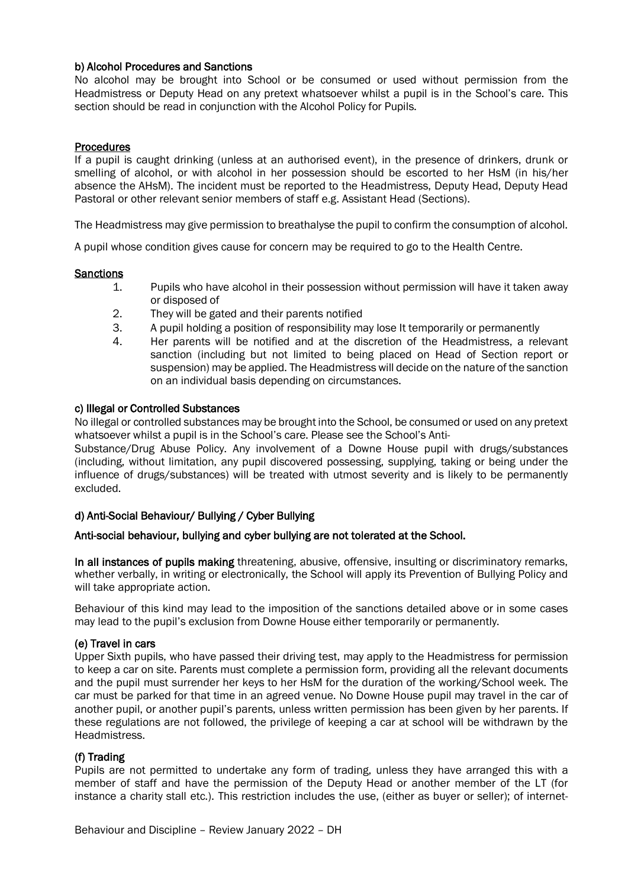#### b) Alcohol Procedures and Sanctions

No alcohol may be brought into School or be consumed or used without permission from the Headmistress or Deputy Head on any pretext whatsoever whilst a pupil is in the School's care. This section should be read in conjunction with the Alcohol Policy for Pupils.

**Procedures**

If a pupil is caught drinking (unless at an authorised event), in the presence of drinkers, drunk or smelling of alcohol, or with alcohol in her possession should be escorted to her HsM (in his/her absence the AHsM). The incident must be reported to the Headmistress, Deputy Head, Deputy Head Pastoral or other relevant senior members of staff e.g. Assistant Head (Sections).

The Headmistress may give permission to breathalyse the pupil to confirm the consumption of alcohol.

A pupil whose condition gives cause for concern may be required to go to the Health Centre.

**Sanctions**

1. Pupils who have alcohol in their possession without permission will have it taken away or disposed of
2. They will be gated and their parents notified
3. A pupil holding a position of responsibility may lose It temporarily or permanently
4. Her parents will be notified and at the discretion of the Headmistress, a relevant sanction (including but not limited to being placed on Head of Section report or suspension) may be applied. The Headmistress will decide on the nature of the sanction on an individual basis depending on circumstances.

#### c) Illegal or Controlled Substances

No illegal or controlled substances may be brought into the School, be consumed or used on any pretext whatsoever whilst a pupil is in the School's care. Please see the School's Anti-Substance/Drug Abuse Policy. Any involvement of a Downe House pupil with drugs/substances (including, without limitation, any pupil discovered possessing, supplying, taking or being under the influence of drugs/substances) will be treated with utmost severity and is likely to be permanently excluded.

#### d) Anti-Social Behaviour/ Bullying / Cyber Bullying

**Anti-social behaviour, bullying and cyber bullying are not tolerated at the School.**

**In all instances of pupils making** threatening, abusive, offensive, insulting or discriminatory remarks, whether verbally, in writing or electronically, the School will apply its Prevention of Bullying Policy and will take appropriate action.

Behaviour of this kind may lead to the imposition of the sanctions detailed above or in some cases may lead to the pupil's exclusion from Downe House either temporarily or permanently.

#### (e) Travel in cars

Upper Sixth pupils, who have passed their driving test, may apply to the Headmistress for permission to keep a car on site. Parents must complete a permission form, providing all the relevant documents and the pupil must surrender her keys to her HsM for the duration of the working/School week. The car must be parked for that time in an agreed venue. No Downe House pupil may travel in the car of another pupil, or another pupil's parents, unless written permission has been given by her parents. If these regulations are not followed, the privilege of keeping a car at school will be withdrawn by the Headmistress.

#### (f) Trading

Pupils are not permitted to undertake any form of trading, unless they have arranged this with a member of staff and have the permission of the Deputy Head or another member of the LT (for instance a charity stall etc.). This restriction includes the use, (either as buyer or seller); of internet-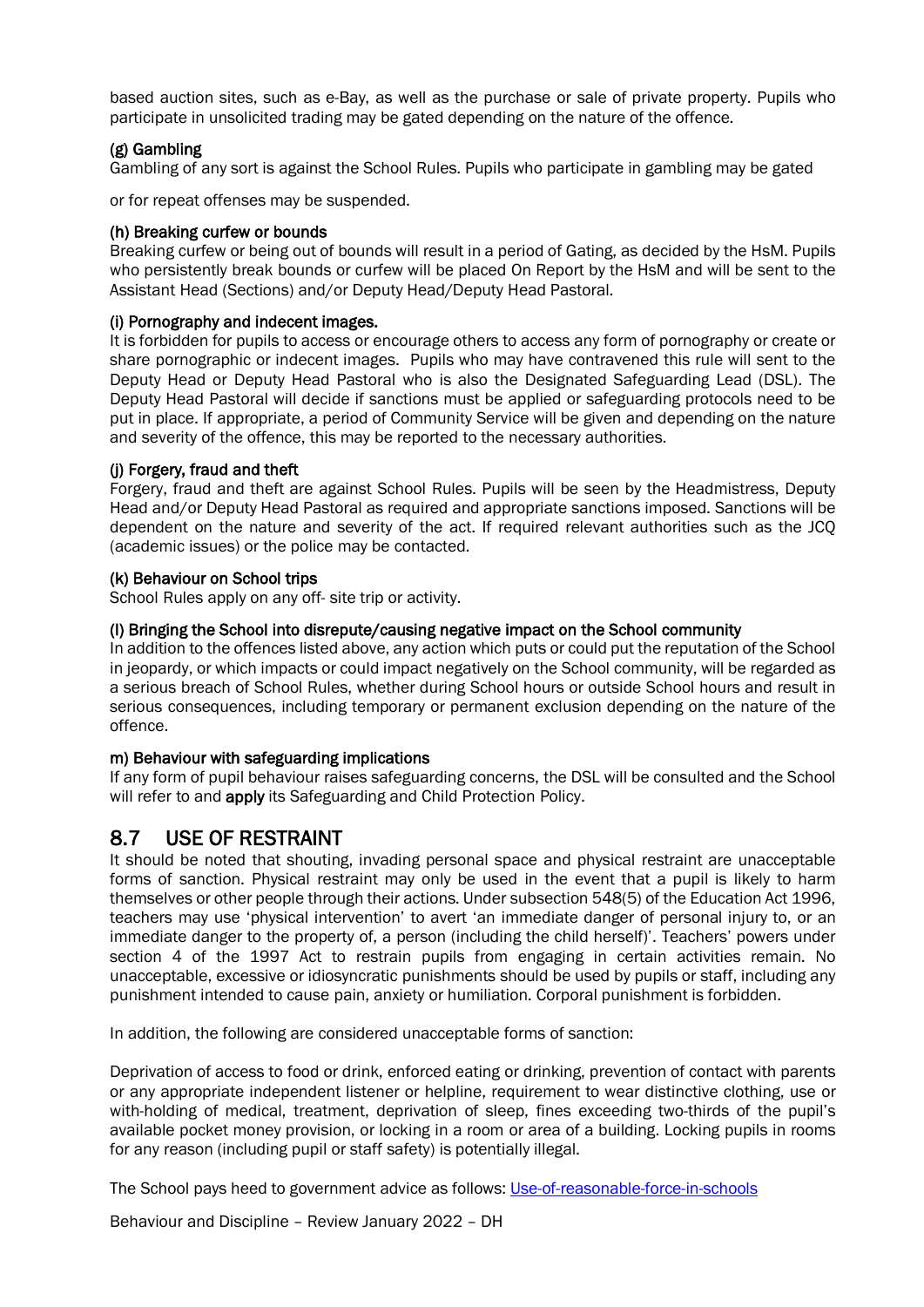based auction sites, such as e-Bay, as well as the purchase or sale of private property. Pupils who participate in unsolicited trading may be gated depending on the nature of the offence.

**(g) Gambling**

Gambling of any sort is against the School Rules. Pupils who participate in gambling may be gated

or for repeat offenses may be suspended.

**(h) Breaking curfew or bounds**

Breaking curfew or being out of bounds will result in a period of Gating, as decided by the HsM. Pupils who persistently break bounds or curfew will be placed On Report by the HsM and will be sent to the Assistant Head (Sections) and/or Deputy Head/Deputy Head Pastoral.

**(i) Pornography and indecent images.**

It is forbidden for pupils to access or encourage others to access any form of pornography or create or share pornographic or indecent images. Pupils who may have contravened this rule will sent to the Deputy Head or Deputy Head Pastoral who is also the Designated Safeguarding Lead (DSL). The Deputy Head Pastoral will decide if sanctions must be applied or safeguarding protocols need to be put in place. If appropriate, a period of Community Service will be given and depending on the nature and severity of the offence, this may be reported to the necessary authorities.

**(j) Forgery, fraud and theft**

Forgery, fraud and theft are against School Rules. Pupils will be seen by the Headmistress, Deputy Head and/or Deputy Head Pastoral as required and appropriate sanctions imposed. Sanctions will be dependent on the nature and severity of the act. If required relevant authorities such as the JCQ (academic issues) or the police may be contacted.

**(k) Behaviour on School trips**

School Rules apply on any off- site trip or activity.

**(l) Bringing the School into disrepute/causing negative impact on the School community**

In addition to the offences listed above, any action which puts or could put the reputation of the School in jeopardy, or which impacts or could impact negatively on the School community, will be regarded as a serious breach of School Rules, whether during School hours or outside School hours and result in serious consequences, including temporary or permanent exclusion depending on the nature of the offence.

**m) Behaviour with safeguarding implications**

If any form of pupil behaviour raises safeguarding concerns, the DSL will be consulted and the School will refer to and **apply** its Safeguarding and Child Protection Policy.

## 8.7 USE OF RESTRAINT

It should be noted that shouting, invading personal space and physical restraint are unacceptable forms of sanction. Physical restraint may only be used in the event that a pupil is likely to harm themselves or other people through their actions. Under subsection 548(5) of the Education Act 1996, teachers may use 'physical intervention' to avert 'an immediate danger of personal injury to, or an immediate danger to the property of, a person (including the child herself)'. Teachers' powers under section 4 of the 1997 Act to restrain pupils from engaging in certain activities remain. No unacceptable, excessive or idiosyncratic punishments should be used by pupils or staff, including any punishment intended to cause pain, anxiety or humiliation. Corporal punishment is forbidden.

In addition, the following are considered unacceptable forms of sanction:

Deprivation of access to food or drink, enforced eating or drinking, prevention of contact with parents or any appropriate independent listener or helpline, requirement to wear distinctive clothing, use or with-holding of medical, treatment, deprivation of sleep, fines exceeding two-thirds of the pupil's available pocket money provision, or locking in a room or area of a building. Locking pupils in rooms for any reason (including pupil or staff safety) is potentially illegal.

The School pays heed to government advice as follows: [Use-of-reasonable-force-in-schools]

Behaviour and Discipline – Review January 2022 – DH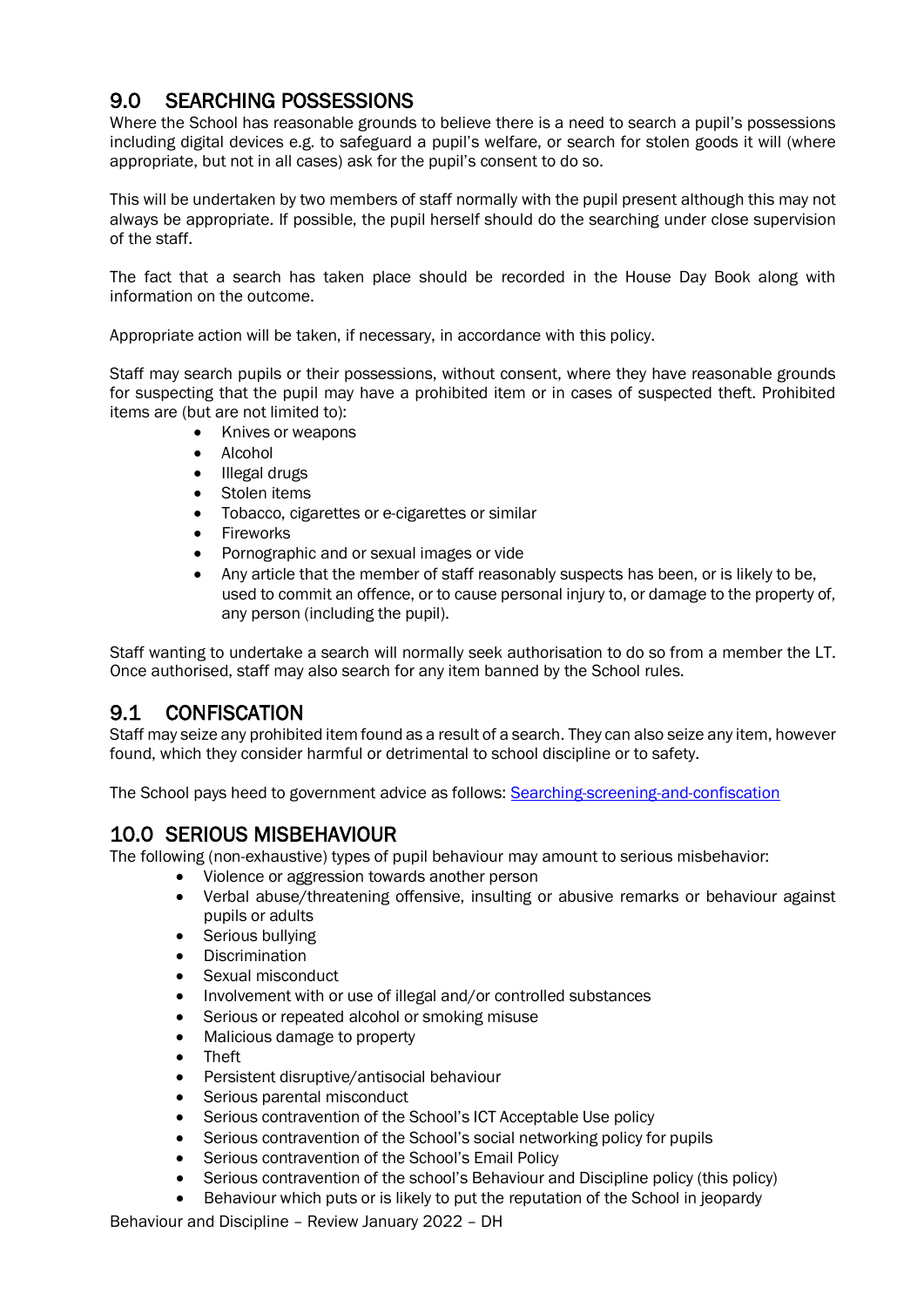## 9.0 SEARCHING POSSESSIONS

Where the School has reasonable grounds to believe there is a need to search a pupil's possessions including digital devices e.g. to safeguard a pupil's welfare, or search for stolen goods it will (where appropriate, but not in all cases) ask for the pupil's consent to do so.

This will be undertaken by two members of staff normally with the pupil present although this may not always be appropriate. If possible, the pupil herself should do the searching under close supervision of the staff.

The fact that a search has taken place should be recorded in the House Day Book along with information on the outcome.

Appropriate action will be taken, if necessary, in accordance with this policy.

Staff may search pupils or their possessions, without consent, where they have reasonable grounds for suspecting that the pupil may have a prohibited item or in cases of suspected theft. Prohibited items are (but are not limited to):

- Knives or weapons
- Alcohol
- Illegal drugs
- Stolen items
- Tobacco, cigarettes or e-cigarettes or similar
- Fireworks
- Pornographic and or sexual images or vide
- Any article that the member of staff reasonably suspects has been, or is likely to be, used to commit an offence, or to cause personal injury to, or damage to the property of, any person (including the pupil).

Staff wanting to undertake a search will normally seek authorisation to do so from a member the LT. Once authorised, staff may also search for any item banned by the School rules.

## 9.1 CONFISCATION

Staff may seize any prohibited item found as a result of a search. They can also seize any item, however found, which they consider harmful or detrimental to school discipline or to safety.

The School pays heed to government advice as follows: [Searching-screening-and-confiscation]

## 10.0 SERIOUS MISBEHAVIOUR

The following (non-exhaustive) types of pupil behaviour may amount to serious misbehavior:

- Violence or aggression towards another person
- Verbal abuse/threatening offensive, insulting or abusive remarks or behaviour against pupils or adults
- Serious bullying
- Discrimination
- Sexual misconduct
- Involvement with or use of illegal and/or controlled substances
- Serious or repeated alcohol or smoking misuse
- Malicious damage to property
- Theft
- Persistent disruptive/antisocial behaviour
- Serious parental misconduct
- Serious contravention of the School's ICT Acceptable Use policy
- Serious contravention of the School's social networking policy for pupils
- Serious contravention of the School's Email Policy
- Serious contravention of the school's Behaviour and Discipline policy (this policy)
- Behaviour which puts or is likely to put the reputation of the School in jeopardy

Behaviour and Discipline – Review January 2022 – DH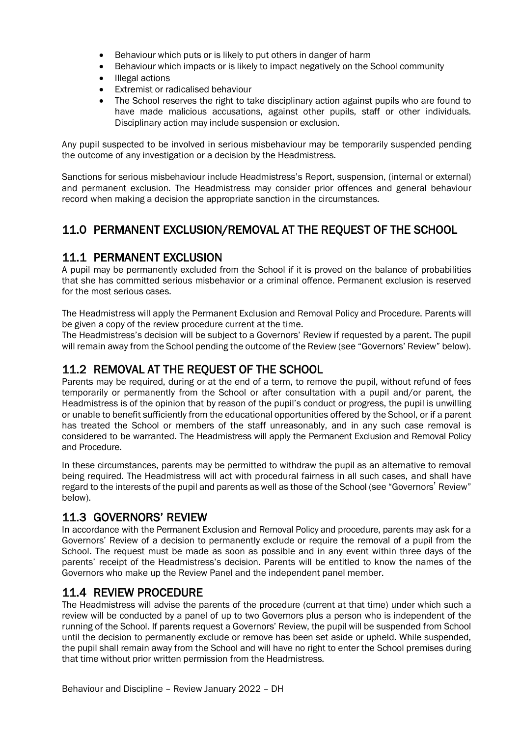- Behaviour which puts or is likely to put others in danger of harm
- Behaviour which impacts or is likely to impact negatively on the School community
- Illegal actions
- Extremist or radicalised behaviour
- The School reserves the right to take disciplinary action against pupils who are found to have made malicious accusations, against other pupils, staff or other individuals. Disciplinary action may include suspension or exclusion.

Any pupil suspected to be involved in serious misbehaviour may be temporarily suspended pending the outcome of any investigation or a decision by the Headmistress.

Sanctions for serious misbehaviour include Headmistress's Report, suspension, (internal or external) and permanent exclusion. The Headmistress may consider prior offences and general behaviour record when making a decision the appropriate sanction in the circumstances.

## 11.0 PERMANENT EXCLUSION/REMOVAL AT THE REQUEST OF THE SCHOOL

### 11.1 PERMANENT EXCLUSION

A pupil may be permanently excluded from the School if it is proved on the balance of probabilities that she has committed serious misbehavior or a criminal offence. Permanent exclusion is reserved for the most serious cases.

The Headmistress will apply the Permanent Exclusion and Removal Policy and Procedure. Parents will be given a copy of the review procedure current at the time.

The Headmistress's decision will be subject to a Governors' Review if requested by a parent. The pupil will remain away from the School pending the outcome of the Review (see "Governors' Review" below).

### 11.2 REMOVAL AT THE REQUEST OF THE SCHOOL

Parents may be required, during or at the end of a term, to remove the pupil, without refund of fees temporarily or permanently from the School or after consultation with a pupil and/or parent, the Headmistress is of the opinion that by reason of the pupil's conduct or progress, the pupil is unwilling or unable to benefit sufficiently from the educational opportunities offered by the School, or if a parent has treated the School or members of the staff unreasonably, and in any such case removal is considered to be warranted. The Headmistress will apply the Permanent Exclusion and Removal Policy and Procedure.

In these circumstances, parents may be permitted to withdraw the pupil as an alternative to removal being required. The Headmistress will act with procedural fairness in all such cases, and shall have regard to the interests of the pupil and parents as well as those of the School (see "Governors' Review" below).

### 11.3 GOVERNORS' REVIEW

In accordance with the Permanent Exclusion and Removal Policy and procedure, parents may ask for a Governors' Review of a decision to permanently exclude or require the removal of a pupil from the School. The request must be made as soon as possible and in any event within three days of the parents' receipt of the Headmistress's decision. Parents will be entitled to know the names of the Governors who make up the Review Panel and the independent panel member.

### 11.4 REVIEW PROCEDURE

The Headmistress will advise the parents of the procedure (current at that time) under which such a review will be conducted by a panel of up to two Governors plus a person who is independent of the running of the School. If parents request a Governors' Review, the pupil will be suspended from School until the decision to permanently exclude or remove has been set aside or upheld. While suspended, the pupil shall remain away from the School and will have no right to enter the School premises during that time without prior written permission from the Headmistress.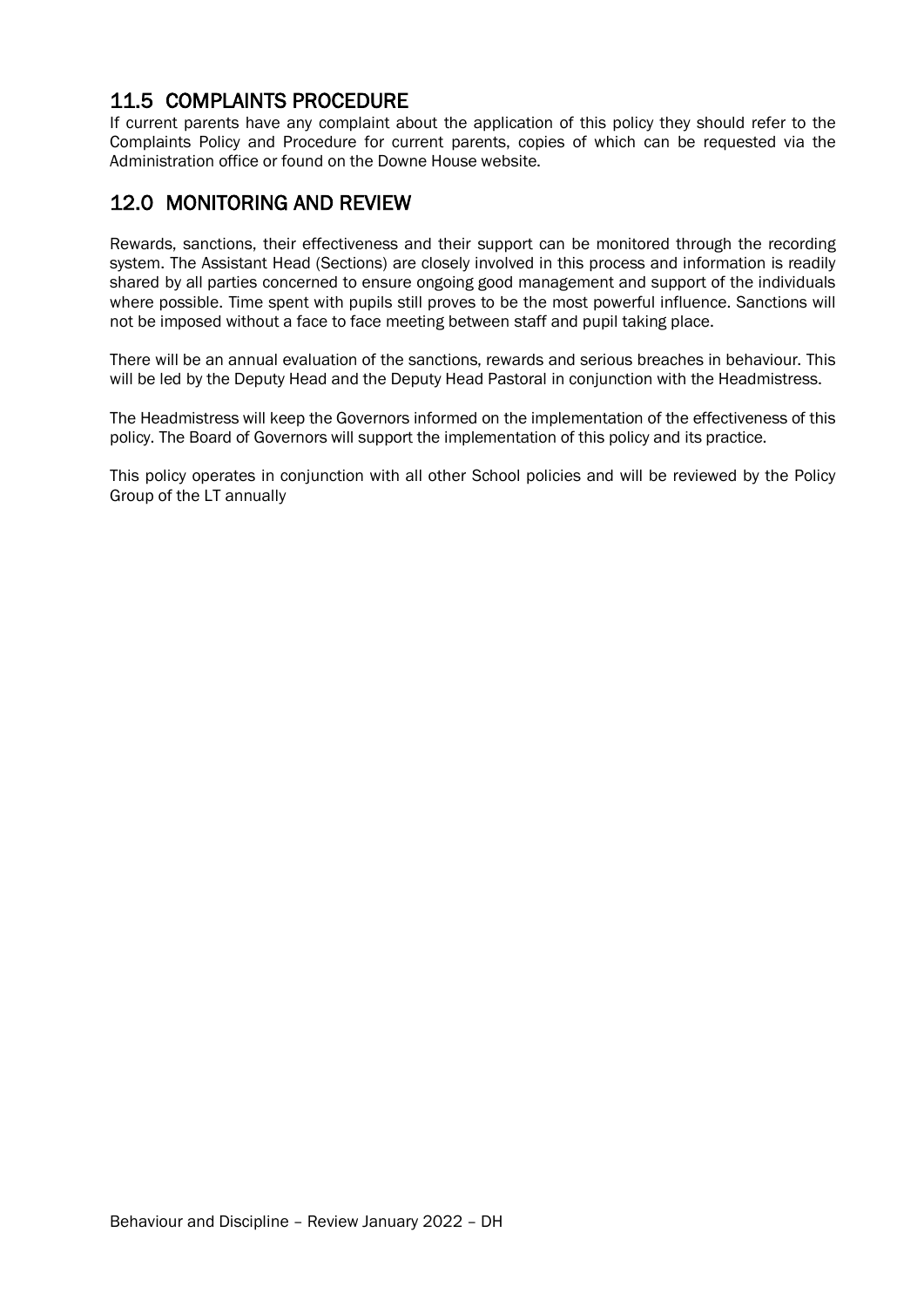## 11.5 COMPLAINTS PROCEDURE

If current parents have any complaint about the application of this policy they should refer to the Complaints Policy and Procedure for current parents, copies of which can be requested via the Administration office or found on the Downe House website.

## 12.0 MONITORING AND REVIEW

Rewards, sanctions, their effectiveness and their support can be monitored through the recording system. The Assistant Head (Sections) are closely involved in this process and information is readily shared by all parties concerned to ensure ongoing good management and support of the individuals where possible. Time spent with pupils still proves to be the most powerful influence. Sanctions will not be imposed without a face to face meeting between staff and pupil taking place.

There will be an annual evaluation of the sanctions, rewards and serious breaches in behaviour. This will be led by the Deputy Head and the Deputy Head Pastoral in conjunction with the Headmistress.

The Headmistress will keep the Governors informed on the implementation of the effectiveness of this policy. The Board of Governors will support the implementation of this policy and its practice.

This policy operates in conjunction with all other School policies and will be reviewed by the Policy Group of the LT annually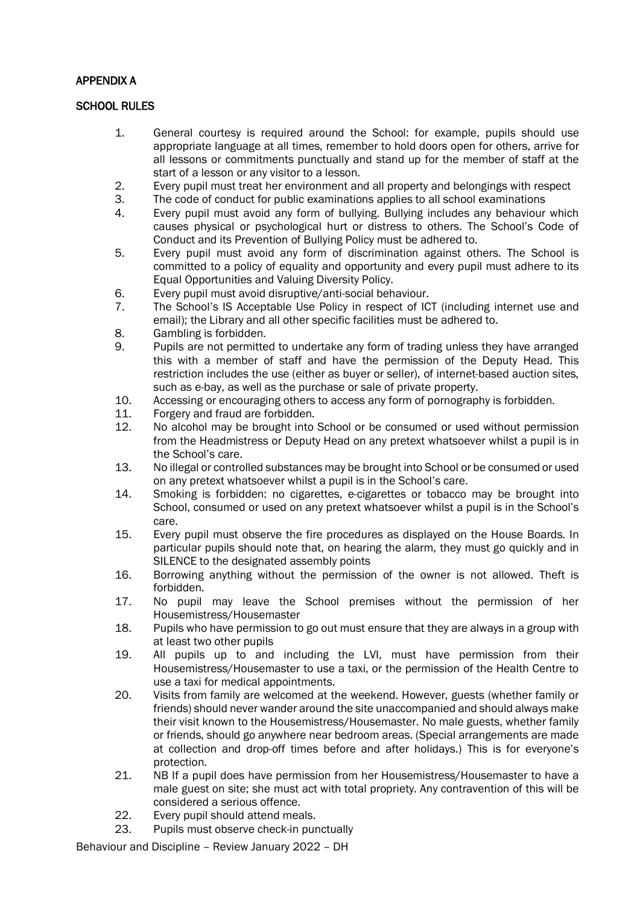## APPENDIX A

## SCHOOL RULES

1. General courtesy is required around the School: for example, pupils should use appropriate language at all times, remember to hold doors open for others, arrive for all lessons or commitments punctually and stand up for the member of staff at the start of a lesson or any visitor to a lesson.
2. Every pupil must treat her environment and all property and belongings with respect
3. The code of conduct for public examinations applies to all school examinations
4. Every pupil must avoid any form of bullying. Bullying includes any behaviour which causes physical or psychological hurt or distress to others. The School's Code of Conduct and its Prevention of Bullying Policy must be adhered to.
5. Every pupil must avoid any form of discrimination against others. The School is committed to a policy of equality and opportunity and every pupil must adhere to its Equal Opportunities and Valuing Diversity Policy.
6. Every pupil must avoid disruptive/anti-social behaviour.
7. The School's IS Acceptable Use Policy in respect of ICT (including internet use and email); the Library and all other specific facilities must be adhered to.
8. Gambling is forbidden.
9. Pupils are not permitted to undertake any form of trading unless they have arranged this with a member of staff and have the permission of the Deputy Head. This restriction includes the use (either as buyer or seller), of internet-based auction sites, such as e-bay, as well as the purchase or sale of private property.
10. Accessing or encouraging others to access any form of pornography is forbidden.
11. Forgery and fraud are forbidden.
12. No alcohol may be brought into School or be consumed or used without permission from the Headmistress or Deputy Head on any pretext whatsoever whilst a pupil is in the School's care.
13. No illegal or controlled substances may be brought into School or be consumed or used on any pretext whatsoever whilst a pupil is in the School's care.
14. Smoking is forbidden: no cigarettes, e-cigarettes or tobacco may be brought into School, consumed or used on any pretext whatsoever whilst a pupil is in the School's care.
15. Every pupil must observe the fire procedures as displayed on the House Boards. In particular pupils should note that, on hearing the alarm, they must go quickly and in SILENCE to the designated assembly points
16. Borrowing anything without the permission of the owner is not allowed. Theft is forbidden.
17. No pupil may leave the School premises without the permission of her Housemistress/Housemaster
18. Pupils who have permission to go out must ensure that they are always in a group with at least two other pupils
19. All pupils up to and including the LVI, must have permission from their Housemistress/Housemaster to use a taxi, or the permission of the Health Centre to use a taxi for medical appointments.
20. Visits from family are welcomed at the weekend. However, guests (whether family or friends) should never wander around the site unaccompanied and should always make their visit known to the Housemistress/Housemaster. No male guests, whether family or friends, should go anywhere near bedroom areas. (Special arrangements are made at collection and drop-off times before and after holidays.) This is for everyone's protection.
21. NB If a pupil does have permission from her Housemistress/Housemaster to have a male guest on site; she must act with total propriety. Any contravention of this will be considered a serious offence.
22. Every pupil should attend meals.
23. Pupils must observe check-in punctually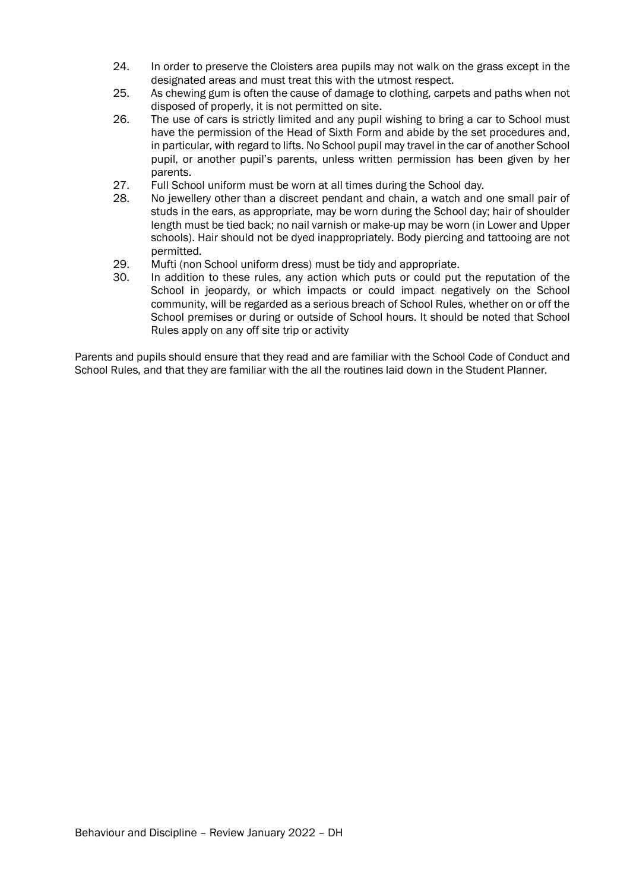24. In order to preserve the Cloisters area pupils may not walk on the grass except in the designated areas and must treat this with the utmost respect.
25. As chewing gum is often the cause of damage to clothing, carpets and paths when not disposed of properly, it is not permitted on site.
26. The use of cars is strictly limited and any pupil wishing to bring a car to School must have the permission of the Head of Sixth Form and abide by the set procedures and, in particular, with regard to lifts. No School pupil may travel in the car of another School pupil, or another pupil's parents, unless written permission has been given by her parents.
27. Full School uniform must be worn at all times during the School day.
28. No jewellery other than a discreet pendant and chain, a watch and one small pair of studs in the ears, as appropriate, may be worn during the School day; hair of shoulder length must be tied back; no nail varnish or make-up may be worn (in Lower and Upper schools). Hair should not be dyed inappropriately. Body piercing and tattooing are not permitted.
29. Mufti (non School uniform dress) must be tidy and appropriate.
30. In addition to these rules, any action which puts or could put the reputation of the School in jeopardy, or which impacts or could impact negatively on the School community, will be regarded as a serious breach of School Rules, whether on or off the School premises or during or outside of School hours. It should be noted that School Rules apply on any off site trip or activity

Parents and pupils should ensure that they read and are familiar with the School Code of Conduct and School Rules, and that they are familiar with the all the routines laid down in the Student Planner.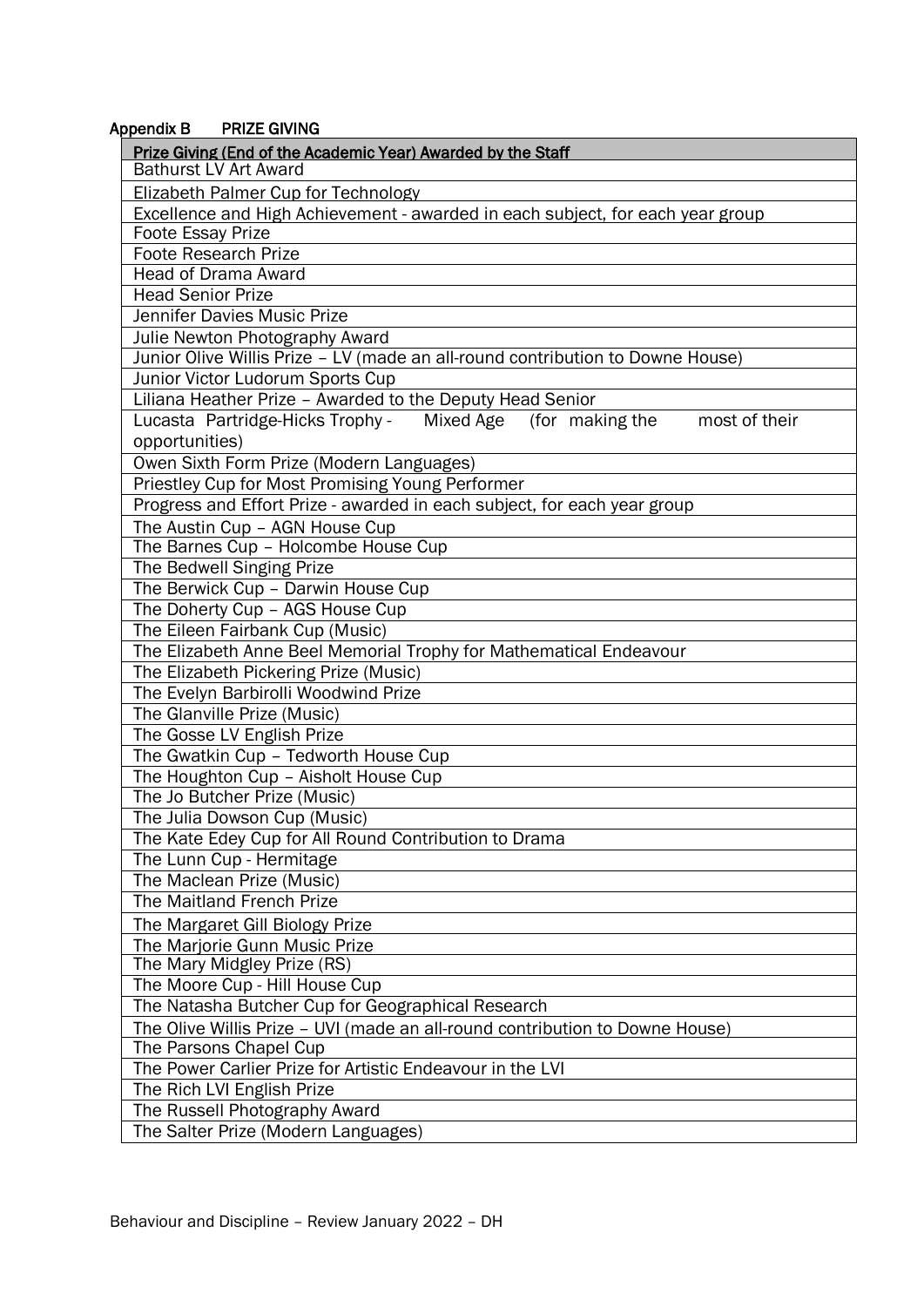## Appendix B PRIZE GIVING

| Prize Giving (End of the Academic Year) Awarded by the Staff |
|---|
| Bathurst LV Art Award |
| Elizabeth Palmer Cup for Technology |
| Excellence and High Achievement - awarded in each subject, for each year group |
| Foote Essay Prize |
| Foote Research Prize |
| Head of Drama Award |
| Head Senior Prize |
| Jennifer Davies Music Prize |
| Julie Newton Photography Award |
| Junior Olive Willis Prize – LV (made an all-round contribution to Downe House) |
| Junior Victor Ludorum Sports Cup |
| Liliana Heather Prize – Awarded to the Deputy Head Senior |
| Lucasta Partridge-Hicks Trophy - Mixed Age (for making the most of their opportunities) |
| Owen Sixth Form Prize (Modern Languages) |
| Priestley Cup for Most Promising Young Performer |
| Progress and Effort Prize - awarded in each subject, for each year group |
| The Austin Cup – AGN House Cup |
| The Barnes Cup – Holcombe House Cup |
| The Bedwell Singing Prize |
| The Berwick Cup – Darwin House Cup |
| The Doherty Cup – AGS House Cup |
| The Eileen Fairbank Cup (Music) |
| The Elizabeth Anne Beel Memorial Trophy for Mathematical Endeavour |
| The Elizabeth Pickering Prize (Music) |
| The Evelyn Barbirolli Woodwind Prize |
| The Glanville Prize (Music) |
| The Gosse LV English Prize |
| The Gwatkin Cup – Tedworth House Cup |
| The Houghton Cup – Aisholt House Cup |
| The Jo Butcher Prize (Music) |
| The Julia Dowson Cup (Music) |
| The Kate Edey Cup for All Round Contribution to Drama |
| The Lunn Cup - Hermitage |
| The Maclean Prize (Music) |
| The Maitland French Prize |
| The Margaret Gill Biology Prize |
| The Marjorie Gunn Music Prize |
| The Mary Midgley Prize (RS) |
| The Moore Cup - Hill House Cup |
| The Natasha Butcher Cup for Geographical Research |
| The Olive Willis Prize – UVI (made an all-round contribution to Downe House) |
| The Parsons Chapel Cup |
| The Power Carlier Prize for Artistic Endeavour in the LVI |
| The Rich LVI English Prize |
| The Russell Photography Award |
| The Salter Prize (Modern Languages) |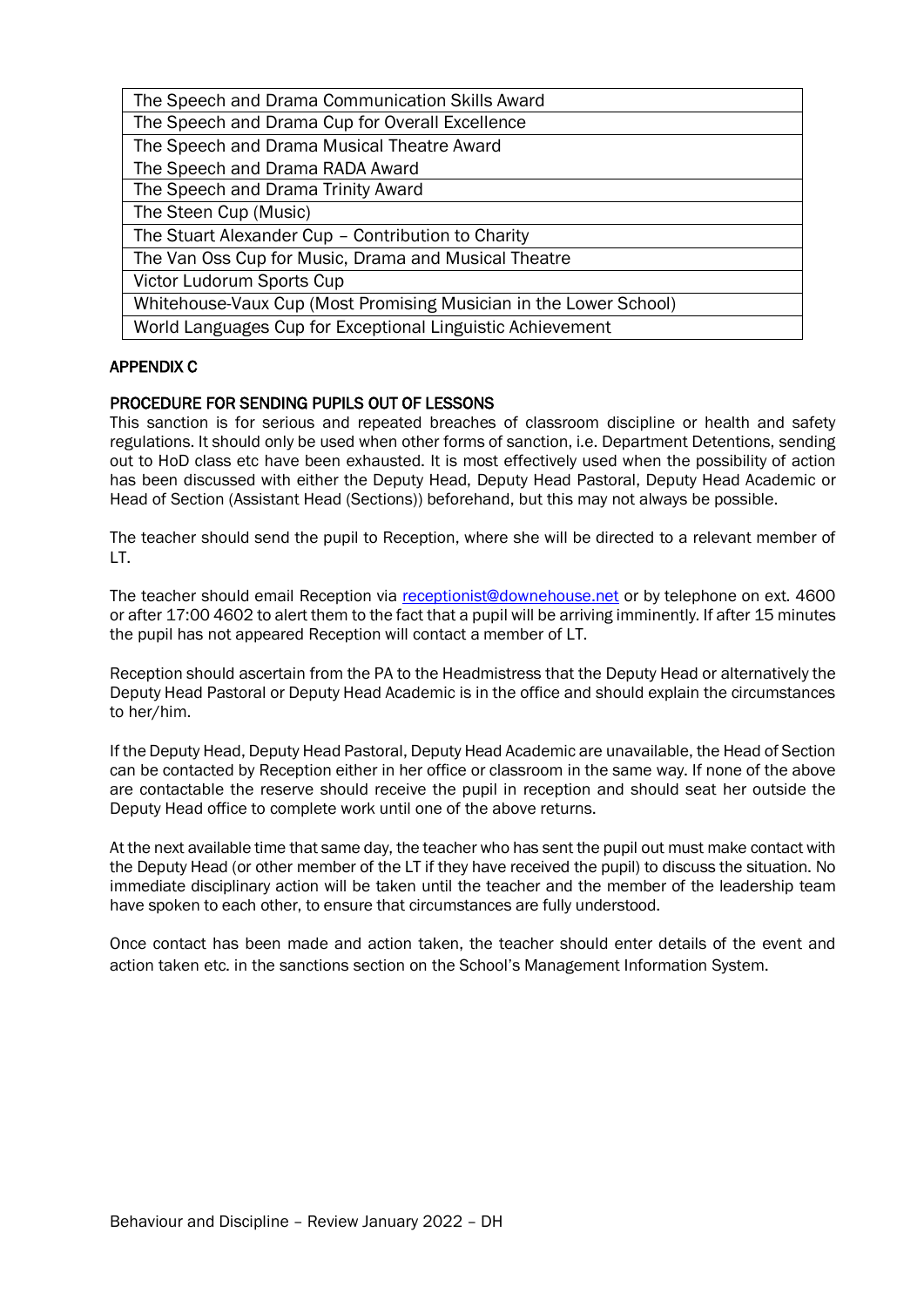| The Speech and Drama Communication Skills Award |
|---|
| The Speech and Drama Cup for Overall Excellence |
| The Speech and Drama Musical Theatre Award<br>The Speech and Drama RADA Award |
| The Speech and Drama Trinity Award |
| The Steen Cup (Music) |
| The Stuart Alexander Cup – Contribution to Charity |
| The Van Oss Cup for Music, Drama and Musical Theatre |
| Victor Ludorum Sports Cup |
| Whitehouse-Vaux Cup (Most Promising Musician in the Lower School) |
| World Languages Cup for Exceptional Linguistic Achievement |

## APPENDIX C

### PROCEDURE FOR SENDING PUPILS OUT OF LESSONS

This sanction is for serious and repeated breaches of classroom discipline or health and safety regulations. It should only be used when other forms of sanction, i.e. Department Detentions, sending out to HoD class etc have been exhausted. It is most effectively used when the possibility of action has been discussed with either the Deputy Head, Deputy Head Pastoral, Deputy Head Academic or Head of Section (Assistant Head (Sections)) beforehand, but this may not always be possible.

The teacher should send the pupil to Reception, where she will be directed to a relevant member of LT.

The teacher should email Reception via receptionist@downehouse.net or by telephone on ext. 4600 or after 17:00 4602 to alert them to the fact that a pupil will be arriving imminently. If after 15 minutes the pupil has not appeared Reception will contact a member of LT.

Reception should ascertain from the PA to the Headmistress that the Deputy Head or alternatively the Deputy Head Pastoral or Deputy Head Academic is in the office and should explain the circumstances to her/him.

If the Deputy Head, Deputy Head Pastoral, Deputy Head Academic are unavailable, the Head of Section can be contacted by Reception either in her office or classroom in the same way. If none of the above are contactable the reserve should receive the pupil in reception and should seat her outside the Deputy Head office to complete work until one of the above returns.

At the next available time that same day, the teacher who has sent the pupil out must make contact with the Deputy Head (or other member of the LT if they have received the pupil) to discuss the situation. No immediate disciplinary action will be taken until the teacher and the member of the leadership team have spoken to each other, to ensure that circumstances are fully understood.

Once contact has been made and action taken, the teacher should enter details of the event and action taken etc. in the sanctions section on the School's Management Information System.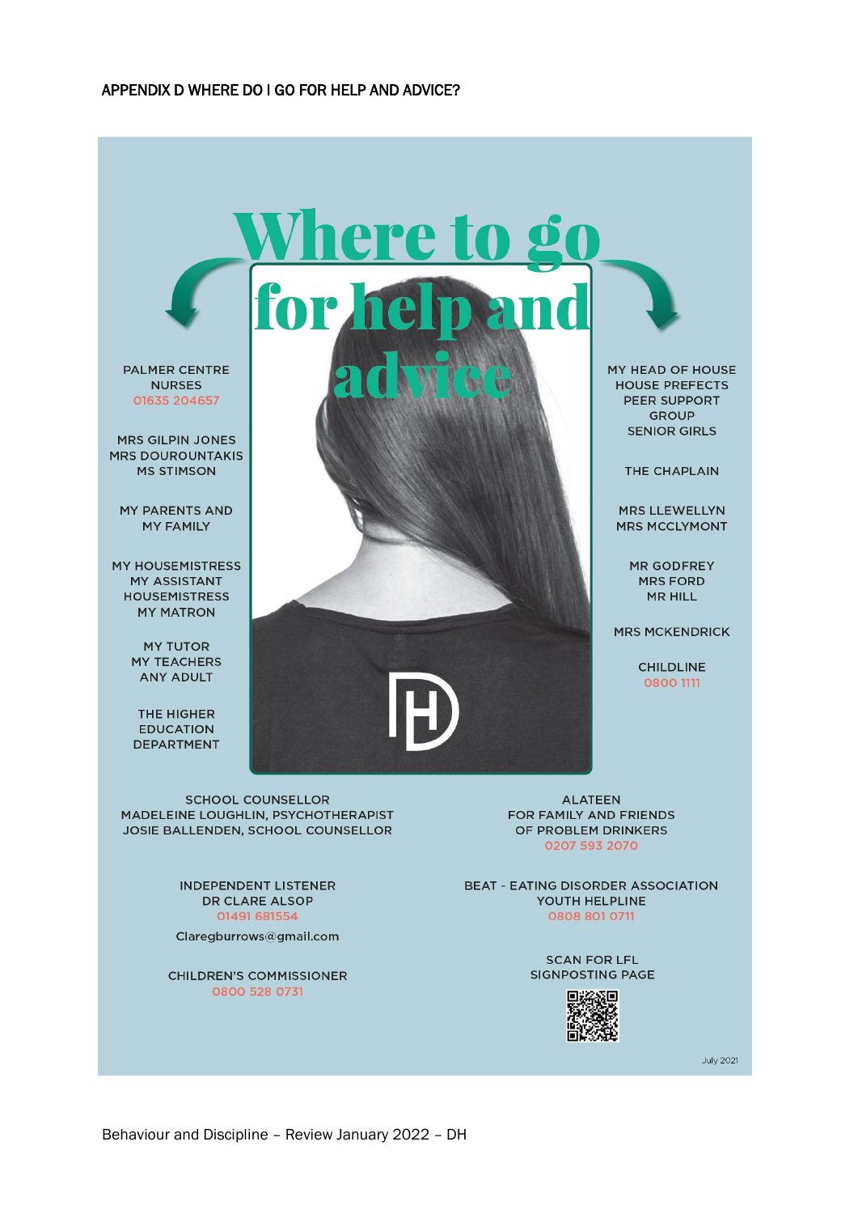APPENDIX D WHERE DO I GO FOR HELP AND ADVICE?

# Where to go for help and advice

PALMER CENTRE NURSES
01635 204657

MRS GILPIN JONES
MRS DOUROUNTAKIS
MS STIMSON

MY PARENTS AND MY FAMILY

MY HOUSEMISTRESS
MY ASSISTANT HOUSEMISTRESS
MY MATRON

MY TUTOR
MY TEACHERS
ANY ADULT

THE HIGHER EDUCATION DEPARTMENT

MY HEAD OF HOUSE
HOUSE PREFECTS
PEER SUPPORT GROUP
SENIOR GIRLS

THE CHAPLAIN

MRS LLEWELLYN
MRS MCCLYMONT

MR GODFREY
MRS FORD
MR HILL

MRS MCKENDRICK

CHILDLINE
0800 1111

SCHOOL COUNSELLOR
MADELEINE LOUGHLIN, PSYCHOTHERAPIST
JOSIE BALLENDEN, SCHOOL COUNSELLOR

INDEPENDENT LISTENER
DR CLARE ALSOP
01491 681554
Claregburrows@gmail.com

CHILDREN'S COMMISSIONER
0800 528 0731

ALATEEN
FOR FAMILY AND FRIENDS OF PROBLEM DRINKERS
0207 593 2070

BEAT - EATING DISORDER ASSOCIATION
YOUTH HELPLINE
0808 801 0711

SCAN FOR LFL SIGNPOSTING PAGE

July 2021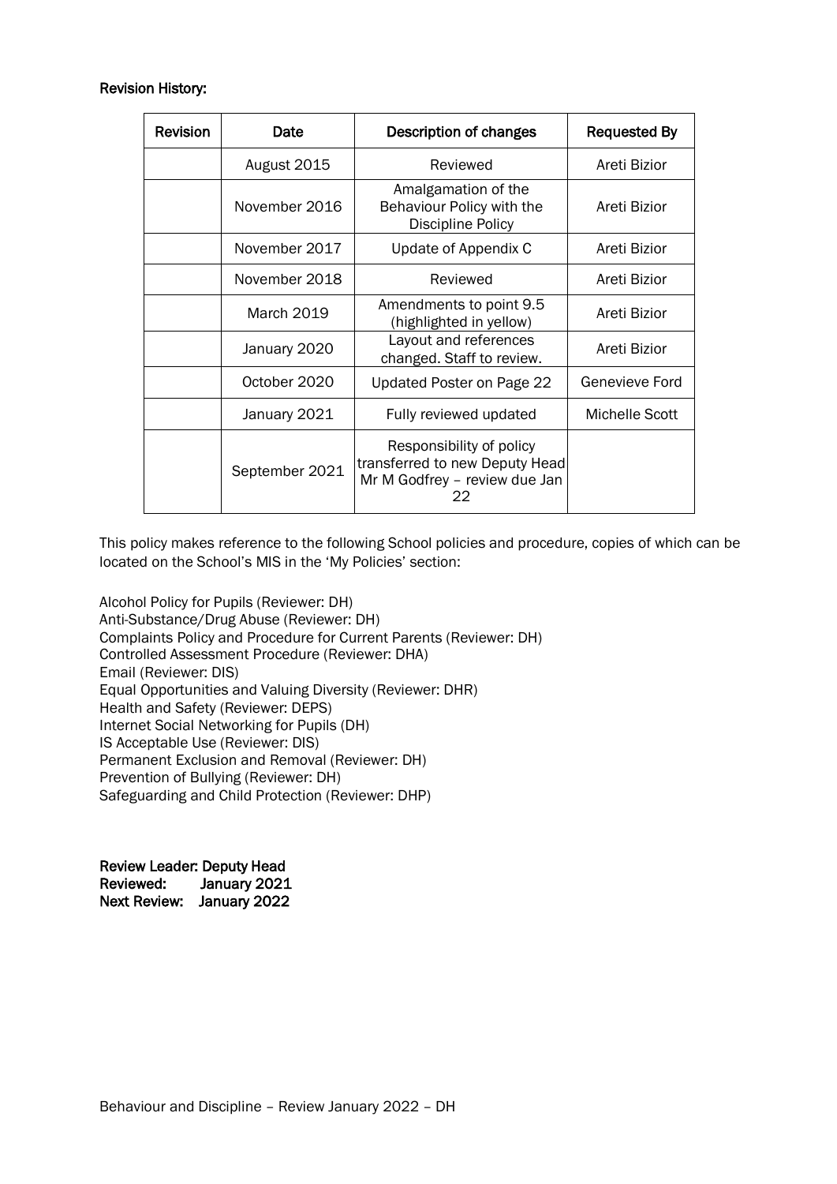**Revision History:**

| Revision | Date | Description of changes | Requested By |
|---|---|---|---|
| | August 2015 | Reviewed | Areti Bizior |
| | November 2016 | Amalgamation of the Behaviour Policy with the Discipline Policy | Areti Bizior |
| | November 2017 | Update of Appendix C | Areti Bizior |
| | November 2018 | Reviewed | Areti Bizior |
| | March 2019 | Amendments to point 9.5 (highlighted in yellow) | Areti Bizior |
| | January 2020 | Layout and references changed. Staff to review. | Areti Bizior |
| | October 2020 | Updated Poster on Page 22 | Genevieve Ford |
| | January 2021 | Fully reviewed updated | Michelle Scott |
| | September 2021 | Responsibility of policy transferred to new Deputy Head Mr M Godfrey – review due Jan 22 | |

This policy makes reference to the following School policies and procedure, copies of which can be located on the School's MIS in the 'My Policies' section:

Alcohol Policy for Pupils (Reviewer: DH)
Anti-Substance/Drug Abuse (Reviewer: DH)
Complaints Policy and Procedure for Current Parents (Reviewer: DH)
Controlled Assessment Procedure (Reviewer: DHA)
Email (Reviewer: DIS)
Equal Opportunities and Valuing Diversity (Reviewer: DHR)
Health and Safety (Reviewer: DEPS)
Internet Social Networking for Pupils (DH)
IS Acceptable Use (Reviewer: DIS)
Permanent Exclusion and Removal (Reviewer: DH)
Prevention of Bullying (Reviewer: DH)
Safeguarding and Child Protection (Reviewer: DHP)

**Review Leader: Deputy Head**
**Reviewed: January 2021**
**Next Review: January 2022**